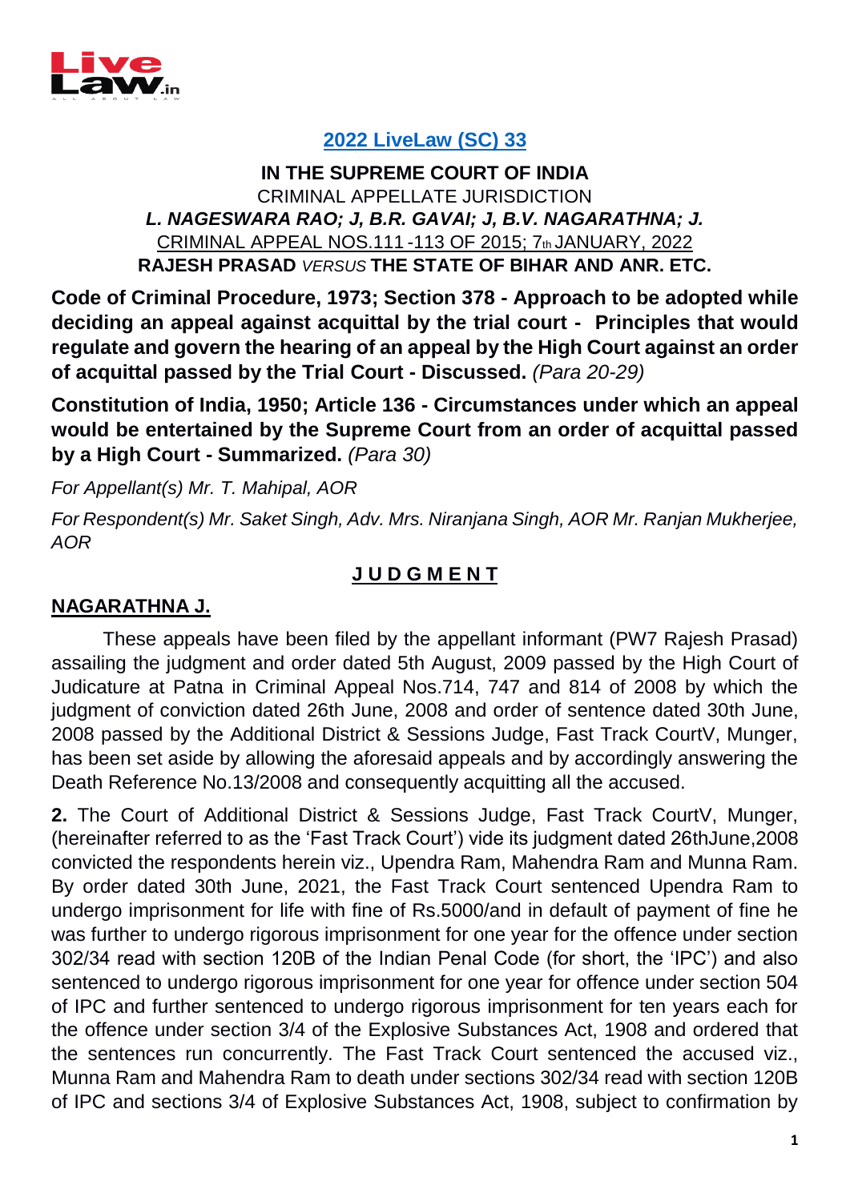**[2022 LiveLaw (SC) 33](#)**

**IN THE SUPREME COURT OF INDIA**

CRIMINAL APPELLATE JURISDICTION

***L. NAGESWARA RAO; J, B.R. GAVAI; J, B.V. NAGARATHNA; J.***

CRIMINAL APPEAL NOS.111 -113 OF 2015; 7th JANUARY, 2022

**RAJESH PRASAD** *VERSUS* **THE STATE OF BIHAR AND ANR. ETC.**

**Code of Criminal Procedure, 1973; Section 378 - Approach to be adopted while deciding an appeal against acquittal by the trial court - Principles that would regulate and govern the hearing of an appeal by the High Court against an order of acquittal passed by the Trial Court - Discussed.** *(Para 20-29)*

**Constitution of India, 1950; Article 136 - Circumstances under which an appeal would be entertained by the Supreme Court from an order of acquittal passed by a High Court - Summarized.** *(Para 30)*

*For Appellant(s) Mr. T. Mahipal, AOR*

*For Respondent(s) Mr. Saket Singh, Adv. Mrs. Niranjana Singh, AOR Mr. Ranjan Mukherjee, AOR*

## J U D G M E N T

**NAGARATHNA J.**

These appeals have been filed by the appellant informant (PW7 Rajesh Prasad) assailing the judgment and order dated 5th August, 2009 passed by the High Court of Judicature at Patna in Criminal Appeal Nos.714, 747 and 814 of 2008 by which the judgment of conviction dated 26th June, 2008 and order of sentence dated 30th June, 2008 passed by the Additional District & Sessions Judge, Fast Track CourtV, Munger, has been set aside by allowing the aforesaid appeals and by accordingly answering the Death Reference No.13/2008 and consequently acquitting all the accused.

**2.** The Court of Additional District & Sessions Judge, Fast Track CourtV, Munger, (hereinafter referred to as the 'Fast Track Court') vide its judgment dated 26thJune,2008 convicted the respondents herein viz., Upendra Ram, Mahendra Ram and Munna Ram. By order dated 30th June, 2021, the Fast Track Court sentenced Upendra Ram to undergo imprisonment for life with fine of Rs.5000/and in default of payment of fine he was further to undergo rigorous imprisonment for one year for the offence under section 302/34 read with section 120B of the Indian Penal Code (for short, the 'IPC') and also sentenced to undergo rigorous imprisonment for one year for offence under section 504 of IPC and further sentenced to undergo rigorous imprisonment for ten years each for the offence under section 3/4 of the Explosive Substances Act, 1908 and ordered that the sentences run concurrently. The Fast Track Court sentenced the accused viz., Munna Ram and Mahendra Ram to death under sections 302/34 read with section 120B of IPC and sections 3/4 of Explosive Substances Act, 1908, subject to confirmation by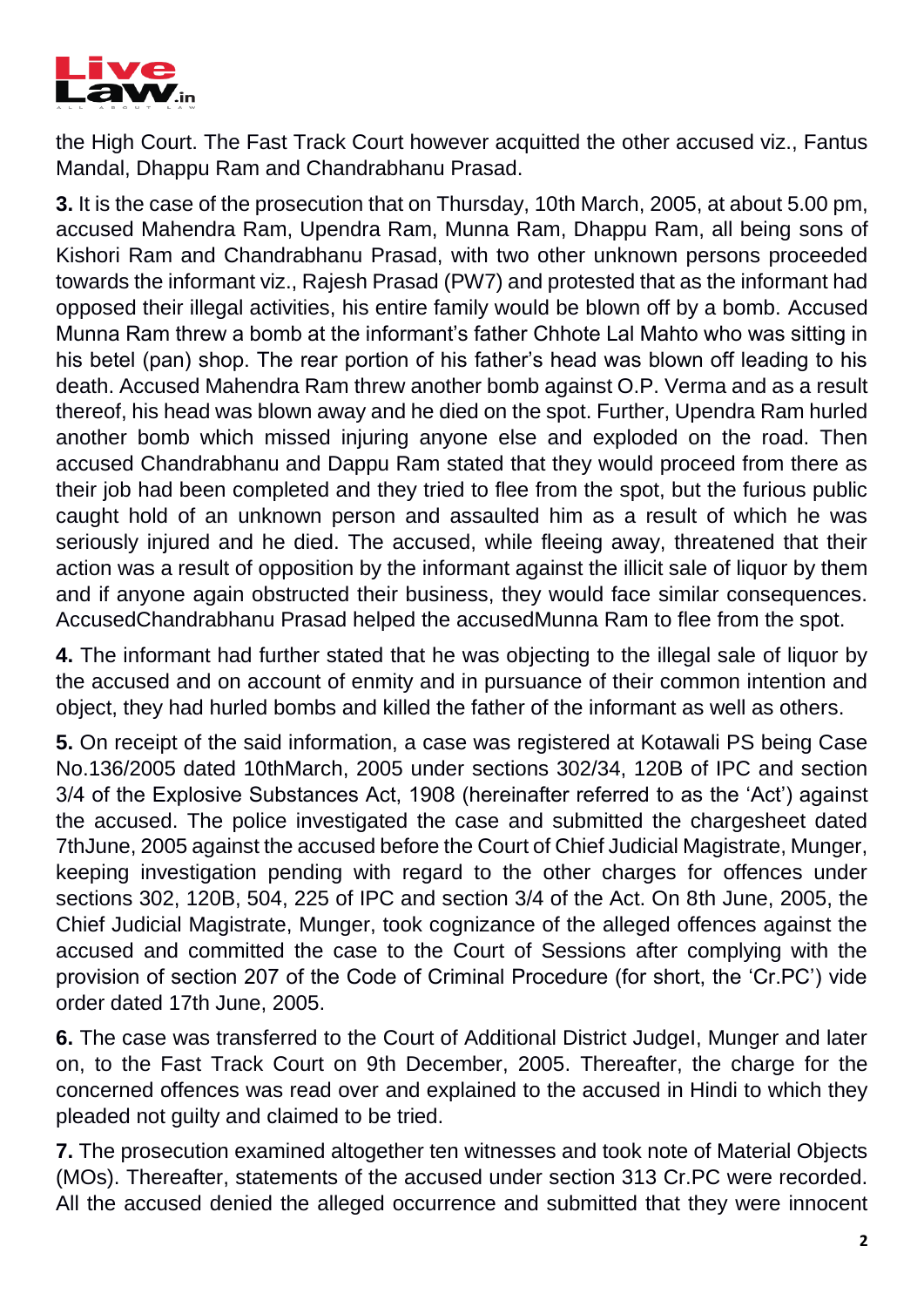the High Court. The Fast Track Court however acquitted the other accused viz., Fantus Mandal, Dhappu Ram and Chandrabhanu Prasad.

**3.** It is the case of the prosecution that on Thursday, 10th March, 2005, at about 5.00 pm, accused Mahendra Ram, Upendra Ram, Munna Ram, Dhappu Ram, all being sons of Kishori Ram and Chandrabhanu Prasad, with two other unknown persons proceeded towards the informant viz., Rajesh Prasad (PW7) and protested that as the informant had opposed their illegal activities, his entire family would be blown off by a bomb. Accused Munna Ram threw a bomb at the informant's father Chhote Lal Mahto who was sitting in his betel (pan) shop. The rear portion of his father's head was blown off leading to his death. Accused Mahendra Ram threw another bomb against O.P. Verma and as a result thereof, his head was blown away and he died on the spot. Further, Upendra Ram hurled another bomb which missed injuring anyone else and exploded on the road. Then accused Chandrabhanu and Dappu Ram stated that they would proceed from there as their job had been completed and they tried to flee from the spot, but the furious public caught hold of an unknown person and assaulted him as a result of which he was seriously injured and he died. The accused, while fleeing away, threatened that their action was a result of opposition by the informant against the illicit sale of liquor by them and if anyone again obstructed their business, they would face similar consequences. AccusedChandrabhanu Prasad helped the accusedMunna Ram to flee from the spot.

**4.** The informant had further stated that he was objecting to the illegal sale of liquor by the accused and on account of enmity and in pursuance of their common intention and object, they had hurled bombs and killed the father of the informant as well as others.

**5.** On receipt of the said information, a case was registered at Kotawali PS being Case No.136/2005 dated 10thMarch, 2005 under sections 302/34, 120B of IPC and section 3/4 of the Explosive Substances Act, 1908 (hereinafter referred to as the 'Act') against the accused. The police investigated the case and submitted the chargesheet dated 7thJune, 2005 against the accused before the Court of Chief Judicial Magistrate, Munger, keeping investigation pending with regard to the other charges for offences under sections 302, 120B, 504, 225 of IPC and section 3/4 of the Act. On 8th June, 2005, the Chief Judicial Magistrate, Munger, took cognizance of the alleged offences against the accused and committed the case to the Court of Sessions after complying with the provision of section 207 of the Code of Criminal Procedure (for short, the 'Cr.PC') vide order dated 17th June, 2005.

**6.** The case was transferred to the Court of Additional District JudgeI, Munger and later on, to the Fast Track Court on 9th December, 2005. Thereafter, the charge for the concerned offences was read over and explained to the accused in Hindi to which they pleaded not guilty and claimed to be tried.

**7.** The prosecution examined altogether ten witnesses and took note of Material Objects (MOs). Thereafter, statements of the accused under section 313 Cr.PC were recorded. All the accused denied the alleged occurrence and submitted that they were innocent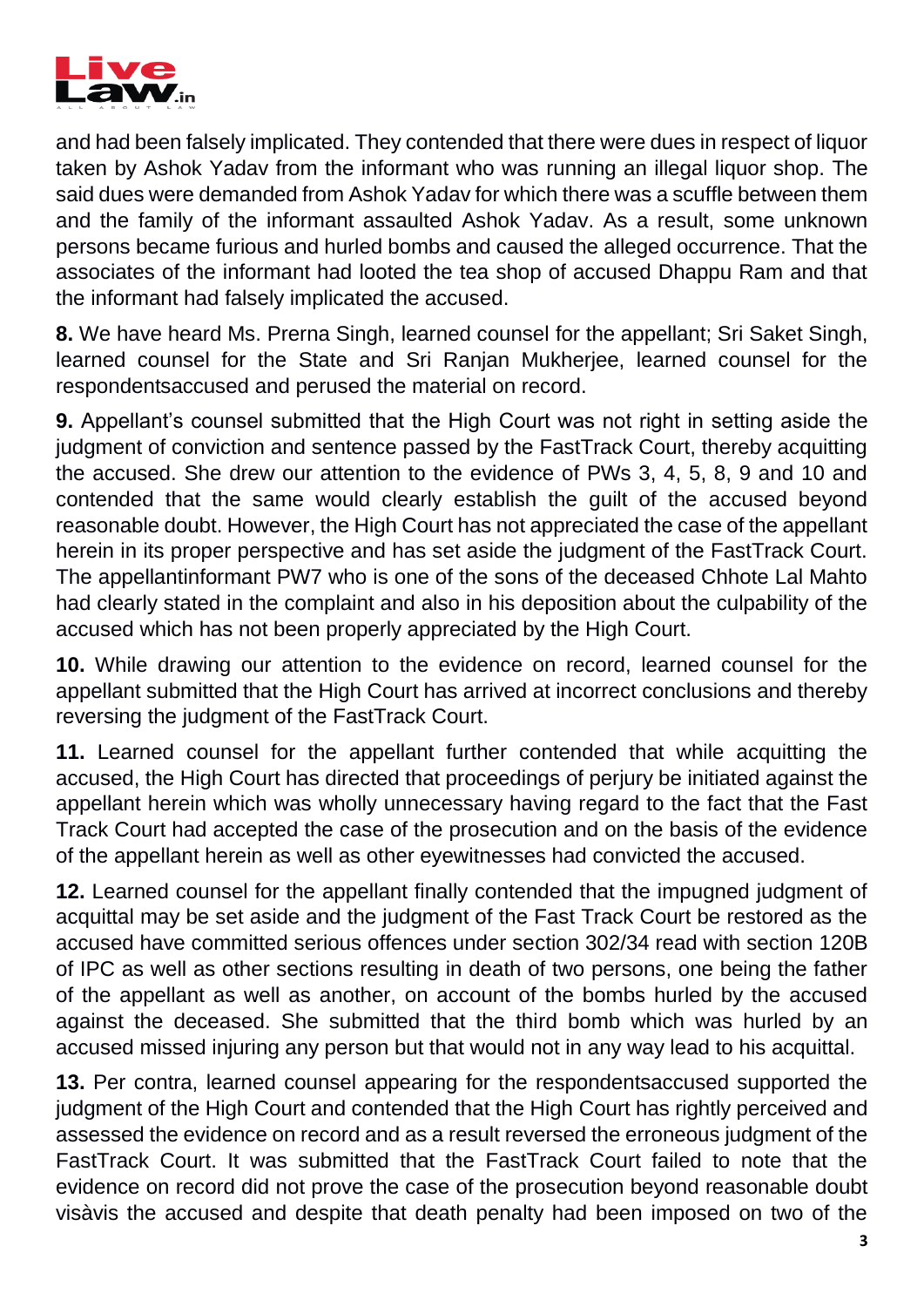and had been falsely implicated. They contended that there were dues in respect of liquor taken by Ashok Yadav from the informant who was running an illegal liquor shop. The said dues were demanded from Ashok Yadav for which there was a scuffle between them and the family of the informant assaulted Ashok Yadav. As a result, some unknown persons became furious and hurled bombs and caused the alleged occurrence. That the associates of the informant had looted the tea shop of accused Dhappu Ram and that the informant had falsely implicated the accused.

**8.** We have heard Ms. Prerna Singh, learned counsel for the appellant; Sri Saket Singh, learned counsel for the State and Sri Ranjan Mukherjee, learned counsel for the respondentsaccused and perused the material on record.

**9.** Appellant's counsel submitted that the High Court was not right in setting aside the judgment of conviction and sentence passed by the FastTrack Court, thereby acquitting the accused. She drew our attention to the evidence of PWs 3, 4, 5, 8, 9 and 10 and contended that the same would clearly establish the guilt of the accused beyond reasonable doubt. However, the High Court has not appreciated the case of the appellant herein in its proper perspective and has set aside the judgment of the FastTrack Court. The appellantinformant PW7 who is one of the sons of the deceased Chhote Lal Mahto had clearly stated in the complaint and also in his deposition about the culpability of the accused which has not been properly appreciated by the High Court.

**10.** While drawing our attention to the evidence on record, learned counsel for the appellant submitted that the High Court has arrived at incorrect conclusions and thereby reversing the judgment of the FastTrack Court.

**11.** Learned counsel for the appellant further contended that while acquitting the accused, the High Court has directed that proceedings of perjury be initiated against the appellant herein which was wholly unnecessary having regard to the fact that the Fast Track Court had accepted the case of the prosecution and on the basis of the evidence of the appellant herein as well as other eyewitnesses had convicted the accused.

**12.** Learned counsel for the appellant finally contended that the impugned judgment of acquittal may be set aside and the judgment of the Fast Track Court be restored as the accused have committed serious offences under section 302/34 read with section 120B of IPC as well as other sections resulting in death of two persons, one being the father of the appellant as well as another, on account of the bombs hurled by the accused against the deceased. She submitted that the third bomb which was hurled by an accused missed injuring any person but that would not in any way lead to his acquittal.

**13.** Per contra, learned counsel appearing for the respondentsaccused supported the judgment of the High Court and contended that the High Court has rightly perceived and assessed the evidence on record and as a result reversed the erroneous judgment of the FastTrack Court. It was submitted that the FastTrack Court failed to note that the evidence on record did not prove the case of the prosecution beyond reasonable doubt visàvis the accused and despite that death penalty had been imposed on two of the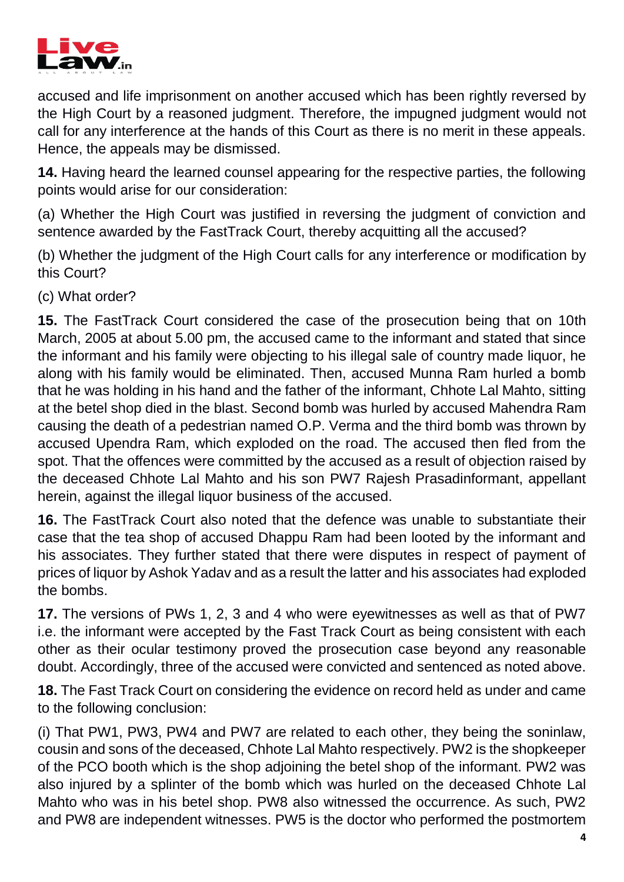accused and life imprisonment on another accused which has been rightly reversed by the High Court by a reasoned judgment. Therefore, the impugned judgment would not call for any interference at the hands of this Court as there is no merit in these appeals. Hence, the appeals may be dismissed.

**14.** Having heard the learned counsel appearing for the respective parties, the following points would arise for our consideration:

(a) Whether the High Court was justified in reversing the judgment of conviction and sentence awarded by the FastTrack Court, thereby acquitting all the accused?

(b) Whether the judgment of the High Court calls for any interference or modification by this Court?

(c) What order?

**15.** The FastTrack Court considered the case of the prosecution being that on 10th March, 2005 at about 5.00 pm, the accused came to the informant and stated that since the informant and his family were objecting to his illegal sale of country made liquor, he along with his family would be eliminated. Then, accused Munna Ram hurled a bomb that he was holding in his hand and the father of the informant, Chhote Lal Mahto, sitting at the betel shop died in the blast. Second bomb was hurled by accused Mahendra Ram causing the death of a pedestrian named O.P. Verma and the third bomb was thrown by accused Upendra Ram, which exploded on the road. The accused then fled from the spot. That the offences were committed by the accused as a result of objection raised by the deceased Chhote Lal Mahto and his son PW7 Rajesh Prasadinformant, appellant herein, against the illegal liquor business of the accused.

**16.** The FastTrack Court also noted that the defence was unable to substantiate their case that the tea shop of accused Dhappu Ram had been looted by the informant and his associates. They further stated that there were disputes in respect of payment of prices of liquor by Ashok Yadav and as a result the latter and his associates had exploded the bombs.

**17.** The versions of PWs 1, 2, 3 and 4 who were eyewitnesses as well as that of PW7 i.e. the informant were accepted by the Fast Track Court as being consistent with each other as their ocular testimony proved the prosecution case beyond any reasonable doubt. Accordingly, three of the accused were convicted and sentenced as noted above.

**18.** The Fast Track Court on considering the evidence on record held as under and came to the following conclusion:

(i) That PW1, PW3, PW4 and PW7 are related to each other, they being the soninlaw, cousin and sons of the deceased, Chhote Lal Mahto respectively. PW2 is the shopkeeper of the PCO booth which is the shop adjoining the betel shop of the informant. PW2 was also injured by a splinter of the bomb which was hurled on the deceased Chhote Lal Mahto who was in his betel shop. PW8 also witnessed the occurrence. As such, PW2 and PW8 are independent witnesses. PW5 is the doctor who performed the postmortem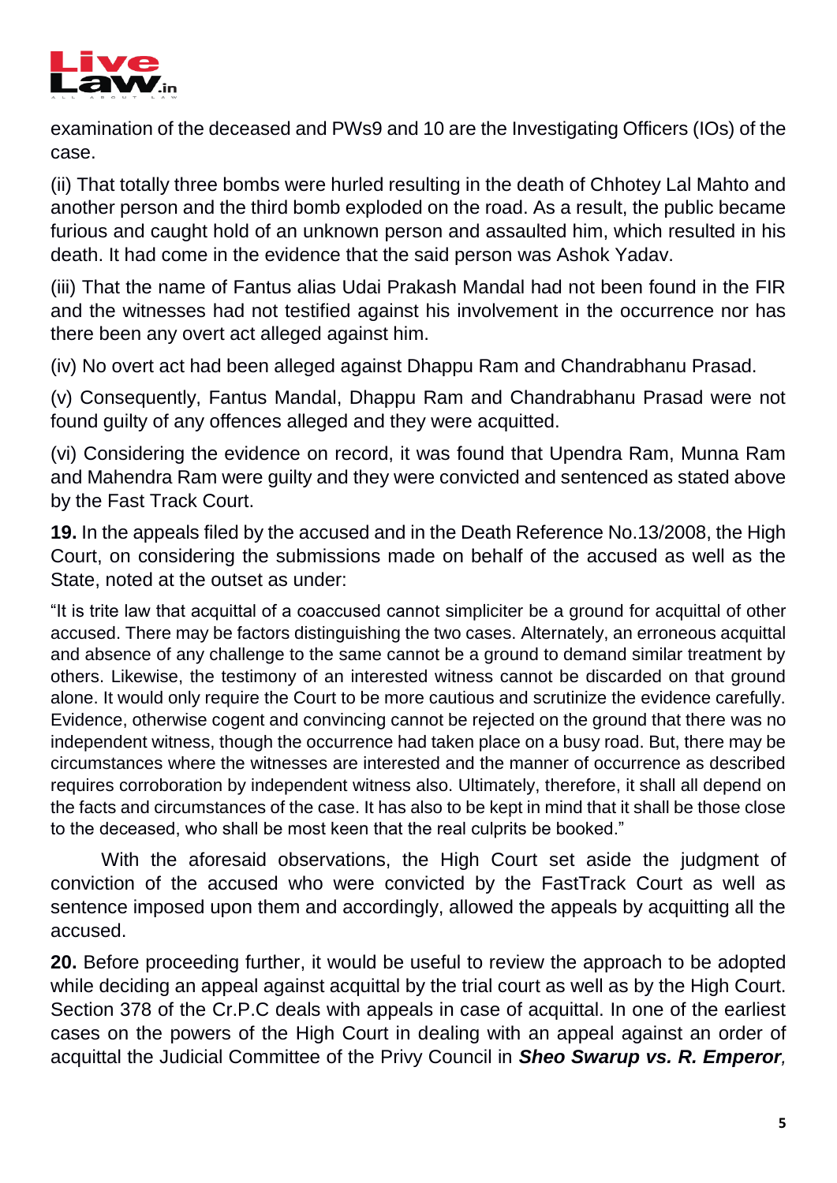examination of the deceased and PWs9 and 10 are the Investigating Officers (IOs) of the case.

(ii) That totally three bombs were hurled resulting in the death of Chhotey Lal Mahto and another person and the third bomb exploded on the road. As a result, the public became furious and caught hold of an unknown person and assaulted him, which resulted in his death. It had come in the evidence that the said person was Ashok Yadav.

(iii) That the name of Fantus alias Udai Prakash Mandal had not been found in the FIR and the witnesses had not testified against his involvement in the occurrence nor has there been any overt act alleged against him.

(iv) No overt act had been alleged against Dhappu Ram and Chandrabhanu Prasad.

(v) Consequently, Fantus Mandal, Dhappu Ram and Chandrabhanu Prasad were not found guilty of any offences alleged and they were acquitted.

(vi) Considering the evidence on record, it was found that Upendra Ram, Munna Ram and Mahendra Ram were guilty and they were convicted and sentenced as stated above by the Fast Track Court.

**19.** In the appeals filed by the accused and in the Death Reference No.13/2008, the High Court, on considering the submissions made on behalf of the accused as well as the State, noted at the outset as under:

> "It is trite law that acquittal of a coaccused cannot simpliciter be a ground for acquittal of other accused. There may be factors distinguishing the two cases. Alternately, an erroneous acquittal and absence of any challenge to the same cannot be a ground to demand similar treatment by others. Likewise, the testimony of an interested witness cannot be discarded on that ground alone. It would only require the Court to be more cautious and scrutinize the evidence carefully. Evidence, otherwise cogent and convincing cannot be rejected on the ground that there was no independent witness, though the occurrence had taken place on a busy road. But, there may be circumstances where the witnesses are interested and the manner of occurrence as described requires corroboration by independent witness also. Ultimately, therefore, it shall all depend on the facts and circumstances of the case. It has also to be kept in mind that it shall be those close to the deceased, who shall be most keen that the real culprits be booked."

With the aforesaid observations, the High Court set aside the judgment of conviction of the accused who were convicted by the FastTrack Court as well as sentence imposed upon them and accordingly, allowed the appeals by acquitting all the accused.

**20.** Before proceeding further, it would be useful to review the approach to be adopted while deciding an appeal against acquittal by the trial court as well as by the High Court. Section 378 of the Cr.P.C deals with appeals in case of acquittal. In one of the earliest cases on the powers of the High Court in dealing with an appeal against an order of acquittal the Judicial Committee of the Privy Council in ***Sheo Swarup vs. R. Emperor,***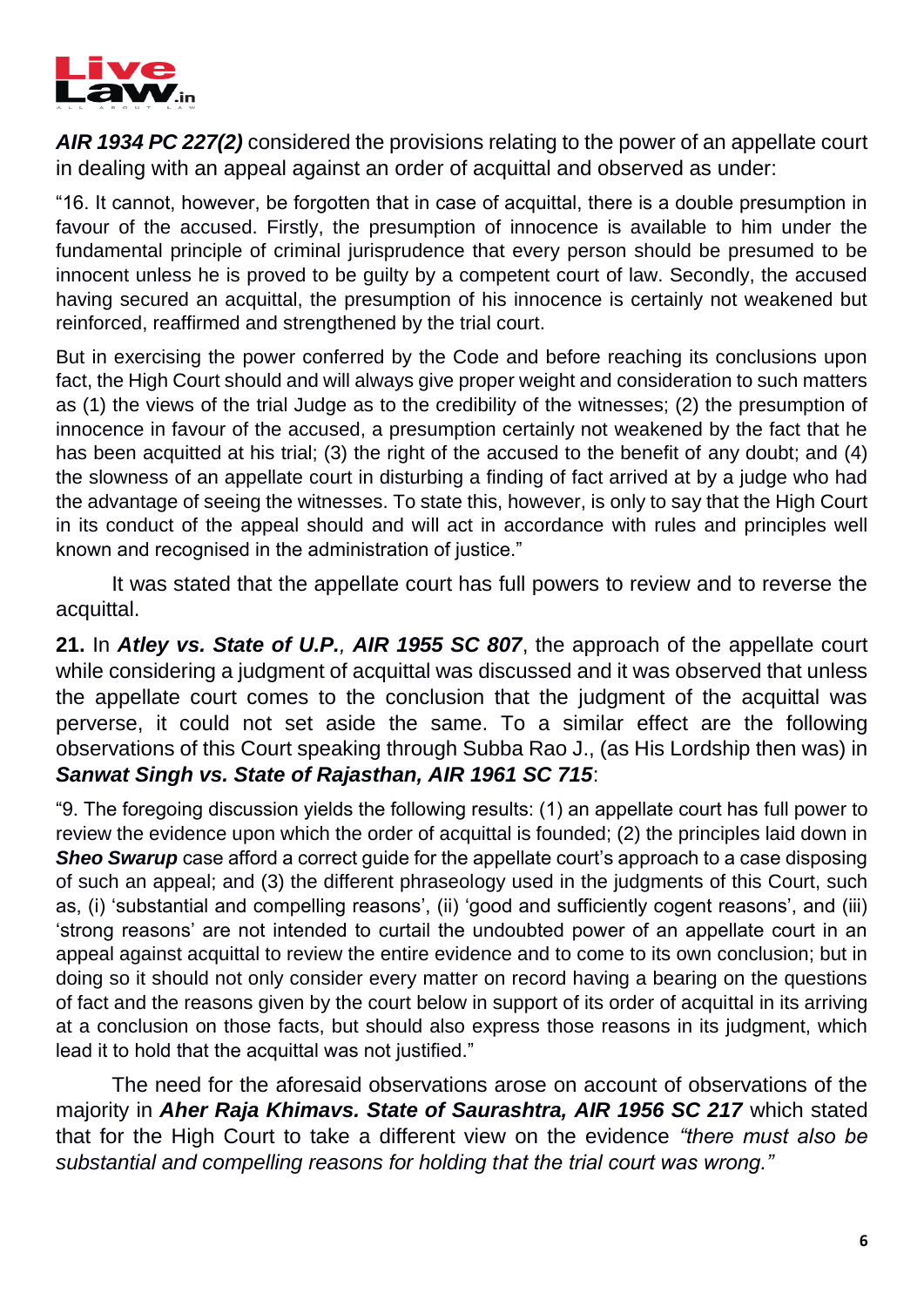***AIR 1934 PC 227(2)*** considered the provisions relating to the power of an appellate court in dealing with an appeal against an order of acquittal and observed as under:

"16. It cannot, however, be forgotten that in case of acquittal, there is a double presumption in favour of the accused. Firstly, the presumption of innocence is available to him under the fundamental principle of criminal jurisprudence that every person should be presumed to be innocent unless he is proved to be guilty by a competent court of law. Secondly, the accused having secured an acquittal, the presumption of his innocence is certainly not weakened but reinforced, reaffirmed and strengthened by the trial court.

But in exercising the power conferred by the Code and before reaching its conclusions upon fact, the High Court should and will always give proper weight and consideration to such matters as (1) the views of the trial Judge as to the credibility of the witnesses; (2) the presumption of innocence in favour of the accused, a presumption certainly not weakened by the fact that he has been acquitted at his trial; (3) the right of the accused to the benefit of any doubt; and (4) the slowness of an appellate court in disturbing a finding of fact arrived at by a judge who had the advantage of seeing the witnesses. To state this, however, is only to say that the High Court in its conduct of the appeal should and will act in accordance with rules and principles well known and recognised in the administration of justice."

It was stated that the appellate court has full powers to review and to reverse the acquittal.

**21.** In ***Atley vs. State of U.P., AIR 1955 SC 807***, the approach of the appellate court while considering a judgment of acquittal was discussed and it was observed that unless the appellate court comes to the conclusion that the judgment of the acquittal was perverse, it could not set aside the same. To a similar effect are the following observations of this Court speaking through Subba Rao J., (as His Lordship then was) in ***Sanwat Singh vs. State of Rajasthan, AIR 1961 SC 715***:

"9. The foregoing discussion yields the following results: (1) an appellate court has full power to review the evidence upon which the order of acquittal is founded; (2) the principles laid down in ***Sheo Swarup*** case afford a correct guide for the appellate court's approach to a case disposing of such an appeal; and (3) the different phraseology used in the judgments of this Court, such as, (i) 'substantial and compelling reasons', (ii) 'good and sufficiently cogent reasons', and (iii) 'strong reasons' are not intended to curtail the undoubted power of an appellate court in an appeal against acquittal to review the entire evidence and to come to its own conclusion; but in doing so it should not only consider every matter on record having a bearing on the questions of fact and the reasons given by the court below in support of its order of acquittal in its arriving at a conclusion on those facts, but should also express those reasons in its judgment, which lead it to hold that the acquittal was not justified."

The need for the aforesaid observations arose on account of observations of the majority in ***Aher Raja Khimavs. State of Saurashtra, AIR 1956 SC 217*** which stated that for the High Court to take a different view on the evidence *"there must also be substantial and compelling reasons for holding that the trial court was wrong."*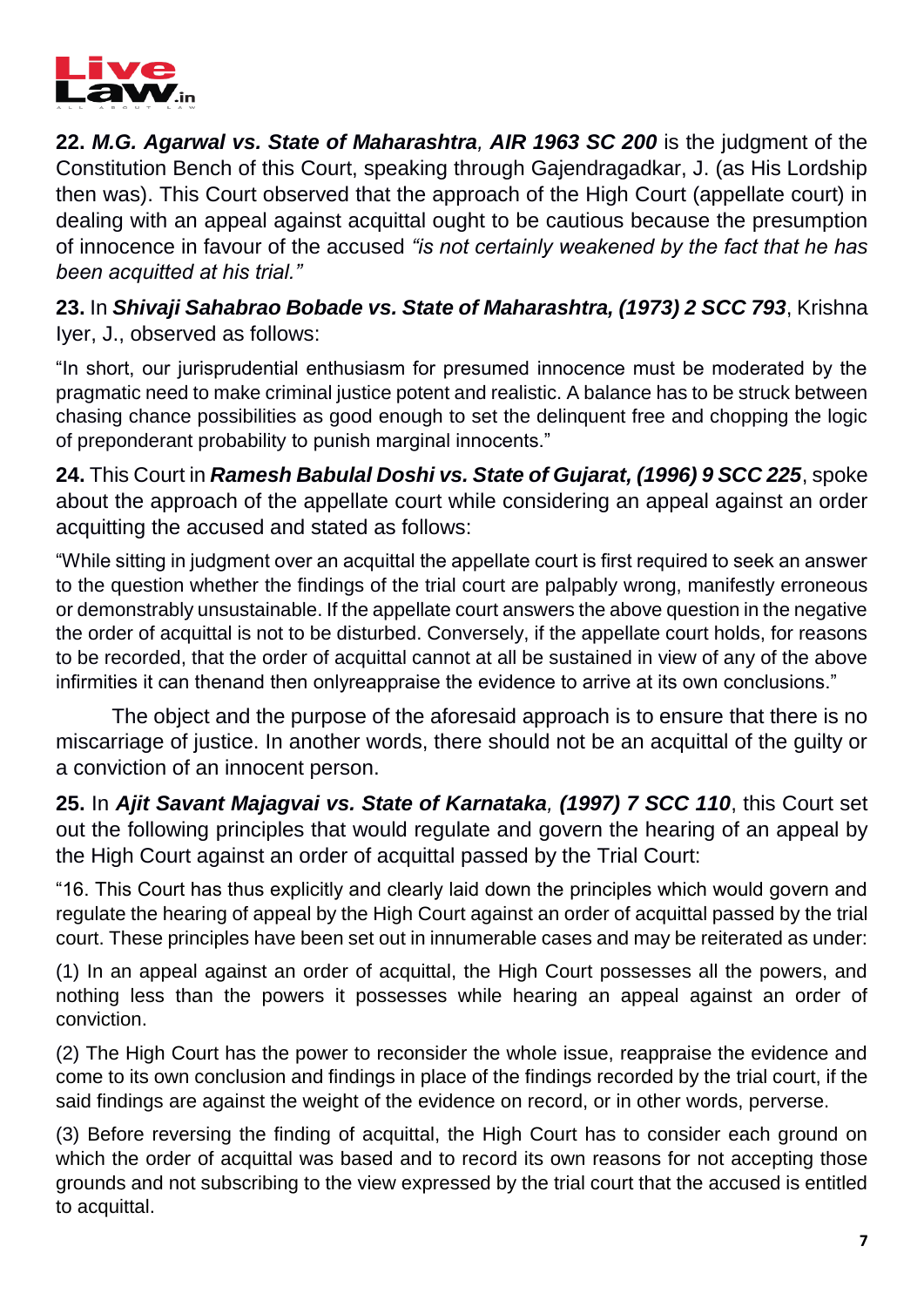**22.** ***M.G. Agarwal vs. State of Maharashtra*****, *AIR 1963 SC 200*** is the judgment of the Constitution Bench of this Court, speaking through Gajendragadkar, J. (as His Lordship then was). This Court observed that the approach of the High Court (appellate court) in dealing with an appeal against acquittal ought to be cautious because the presumption of innocence in favour of the accused *"is not certainly weakened by the fact that he has been acquitted at his trial."*

**23.** In ***Shivaji Sahabrao Bobade vs. State of Maharashtra, (1973) 2 SCC 793***, Krishna Iyer, J., observed as follows:

"In short, our jurisprudential enthusiasm for presumed innocence must be moderated by the pragmatic need to make criminal justice potent and realistic. A balance has to be struck between chasing chance possibilities as good enough to set the delinquent free and chopping the logic of preponderant probability to punish marginal innocents."

**24.** This Court in ***Ramesh Babulal Doshi vs. State of Gujarat, (1996) 9 SCC 225***, spoke about the approach of the appellate court while considering an appeal against an order acquitting the accused and stated as follows:

"While sitting in judgment over an acquittal the appellate court is first required to seek an answer to the question whether the findings of the trial court are palpably wrong, manifestly erroneous or demonstrably unsustainable. If the appellate court answers the above question in the negative the order of acquittal is not to be disturbed. Conversely, if the appellate court holds, for reasons to be recorded, that the order of acquittal cannot at all be sustained in view of any of the above infirmities it can thenand then onlyreappraise the evidence to arrive at its own conclusions."

The object and the purpose of the aforesaid approach is to ensure that there is no miscarriage of justice. In another words, there should not be an acquittal of the guilty or a conviction of an innocent person.

**25.** In ***Ajit Savant Majagvai vs. State of Karnataka*****, *(1997) 7 SCC 110***, this Court set out the following principles that would regulate and govern the hearing of an appeal by the High Court against an order of acquittal passed by the Trial Court:

"16. This Court has thus explicitly and clearly laid down the principles which would govern and regulate the hearing of appeal by the High Court against an order of acquittal passed by the trial court. These principles have been set out in innumerable cases and may be reiterated as under:

(1) In an appeal against an order of acquittal, the High Court possesses all the powers, and nothing less than the powers it possesses while hearing an appeal against an order of conviction.

(2) The High Court has the power to reconsider the whole issue, reappraise the evidence and come to its own conclusion and findings in place of the findings recorded by the trial court, if the said findings are against the weight of the evidence on record, or in other words, perverse.

(3) Before reversing the finding of acquittal, the High Court has to consider each ground on which the order of acquittal was based and to record its own reasons for not accepting those grounds and not subscribing to the view expressed by the trial court that the accused is entitled to acquittal.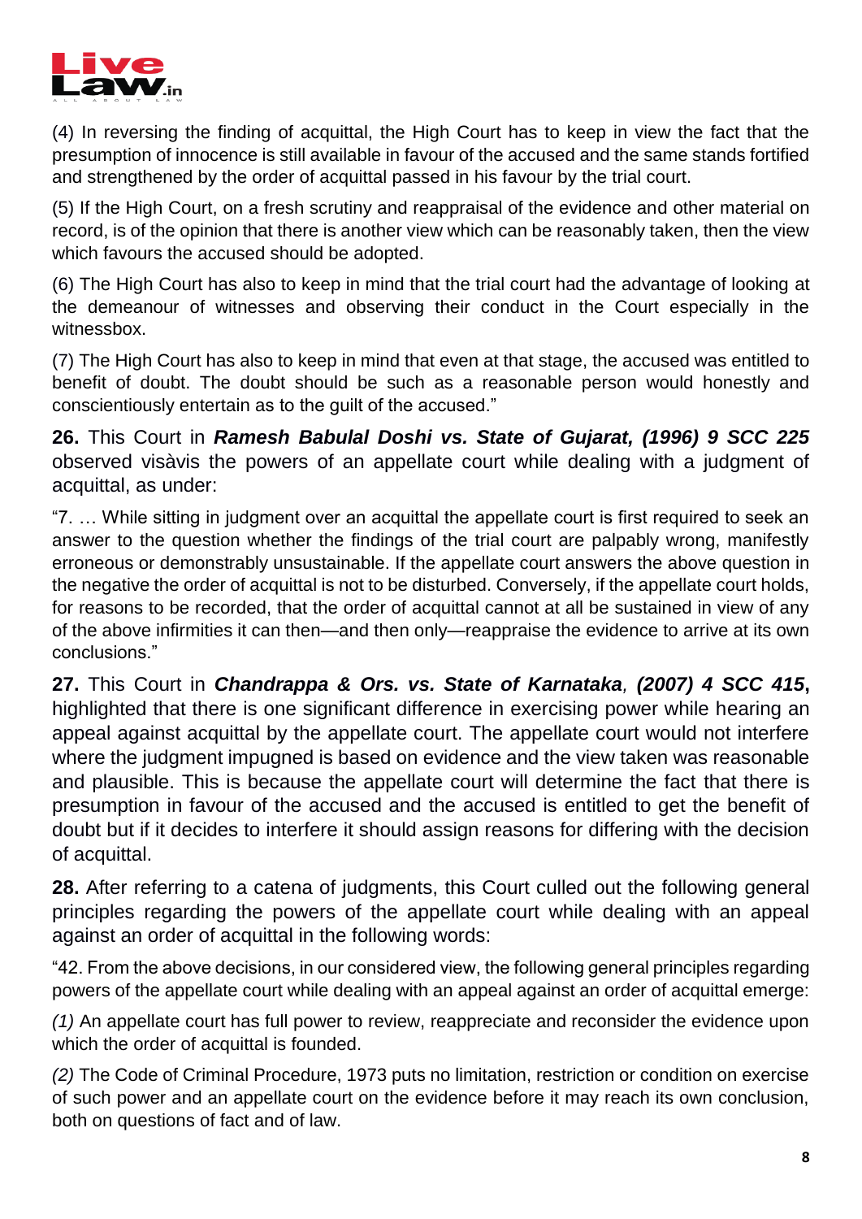(4) In reversing the finding of acquittal, the High Court has to keep in view the fact that the presumption of innocence is still available in favour of the accused and the same stands fortified and strengthened by the order of acquittal passed in his favour by the trial court.

(5) If the High Court, on a fresh scrutiny and reappraisal of the evidence and other material on record, is of the opinion that there is another view which can be reasonably taken, then the view which favours the accused should be adopted.

(6) The High Court has also to keep in mind that the trial court had the advantage of looking at the demeanour of witnesses and observing their conduct in the Court especially in the witnessbox.

(7) The High Court has also to keep in mind that even at that stage, the accused was entitled to benefit of doubt. The doubt should be such as a reasonable person would honestly and conscientiously entertain as to the guilt of the accused."

**26.** This Court in ***Ramesh Babulal Doshi vs. State of Gujarat, (1996) 9 SCC 225*** observed visàvis the powers of an appellate court while dealing with a judgment of acquittal, as under:

"7. … While sitting in judgment over an acquittal the appellate court is first required to seek an answer to the question whether the findings of the trial court are palpably wrong, manifestly erroneous or demonstrably unsustainable. If the appellate court answers the above question in the negative the order of acquittal is not to be disturbed. Conversely, if the appellate court holds, for reasons to be recorded, that the order of acquittal cannot at all be sustained in view of any of the above infirmities it can then—and then only—reappraise the evidence to arrive at its own conclusions."

**27.** This Court in ***Chandrappa & Ors. vs. State of Karnataka*, *(2007) 4 SCC 415***, highlighted that there is one significant difference in exercising power while hearing an appeal against acquittal by the appellate court. The appellate court would not interfere where the judgment impugned is based on evidence and the view taken was reasonable and plausible. This is because the appellate court will determine the fact that there is presumption in favour of the accused and the accused is entitled to get the benefit of doubt but if it decides to interfere it should assign reasons for differing with the decision of acquittal.

**28.** After referring to a catena of judgments, this Court culled out the following general principles regarding the powers of the appellate court while dealing with an appeal against an order of acquittal in the following words:

"42. From the above decisions, in our considered view, the following general principles regarding powers of the appellate court while dealing with an appeal against an order of acquittal emerge:

*(1)* An appellate court has full power to review, reappreciate and reconsider the evidence upon which the order of acquittal is founded.

*(2)* The Code of Criminal Procedure, 1973 puts no limitation, restriction or condition on exercise of such power and an appellate court on the evidence before it may reach its own conclusion, both on questions of fact and of law.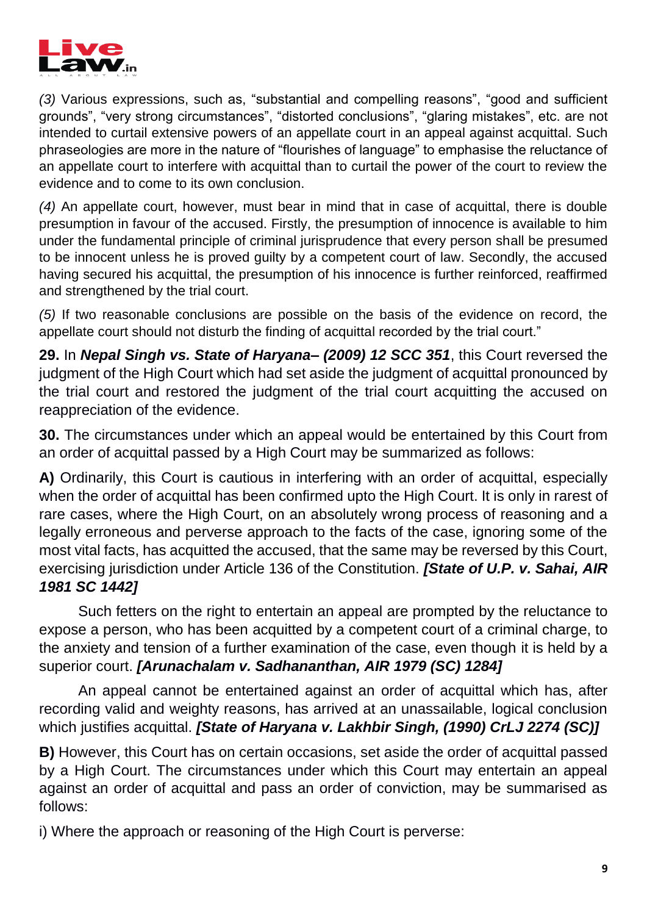*(3)* Various expressions, such as, “substantial and compelling reasons”, “good and sufficient grounds”, “very strong circumstances”, “distorted conclusions”, “glaring mistakes”, etc. are not intended to curtail extensive powers of an appellate court in an appeal against acquittal. Such phraseologies are more in the nature of “flourishes of language” to emphasise the reluctance of an appellate court to interfere with acquittal than to curtail the power of the court to review the evidence and to come to its own conclusion.

*(4)* An appellate court, however, must bear in mind that in case of acquittal, there is double presumption in favour of the accused. Firstly, the presumption of innocence is available to him under the fundamental principle of criminal jurisprudence that every person shall be presumed to be innocent unless he is proved guilty by a competent court of law. Secondly, the accused having secured his acquittal, the presumption of his innocence is further reinforced, reaffirmed and strengthened by the trial court.

*(5)* If two reasonable conclusions are possible on the basis of the evidence on record, the appellate court should not disturb the finding of acquittal recorded by the trial court.”

**29.** In ***Nepal Singh vs. State of Haryana– (2009) 12 SCC 351***, this Court reversed the judgment of the High Court which had set aside the judgment of acquittal pronounced by the trial court and restored the judgment of the trial court acquitting the accused on reappreciation of the evidence.

**30.** The circumstances under which an appeal would be entertained by this Court from an order of acquittal passed by a High Court may be summarized as follows:

**A)** Ordinarily, this Court is cautious in interfering with an order of acquittal, especially when the order of acquittal has been confirmed upto the High Court. It is only in rarest of rare cases, where the High Court, on an absolutely wrong process of reasoning and a legally erroneous and perverse approach to the facts of the case, ignoring some of the most vital facts, has acquitted the accused, that the same may be reversed by this Court, exercising jurisdiction under Article 136 of the Constitution. ***[State of U.P. v. Sahai, AIR 1981 SC 1442]***

Such fetters on the right to entertain an appeal are prompted by the reluctance to expose a person, who has been acquitted by a competent court of a criminal charge, to the anxiety and tension of a further examination of the case, even though it is held by a superior court. ***[Arunachalam v. Sadhananthan, AIR 1979 (SC) 1284]***

An appeal cannot be entertained against an order of acquittal which has, after recording valid and weighty reasons, has arrived at an unassailable, logical conclusion which justifies acquittal. ***[State of Haryana v. Lakhbir Singh, (1990) CrLJ 2274 (SC)]***

**B)** However, this Court has on certain occasions, set aside the order of acquittal passed by a High Court. The circumstances under which this Court may entertain an appeal against an order of acquittal and pass an order of conviction, may be summarised as follows:

i) Where the approach or reasoning of the High Court is perverse: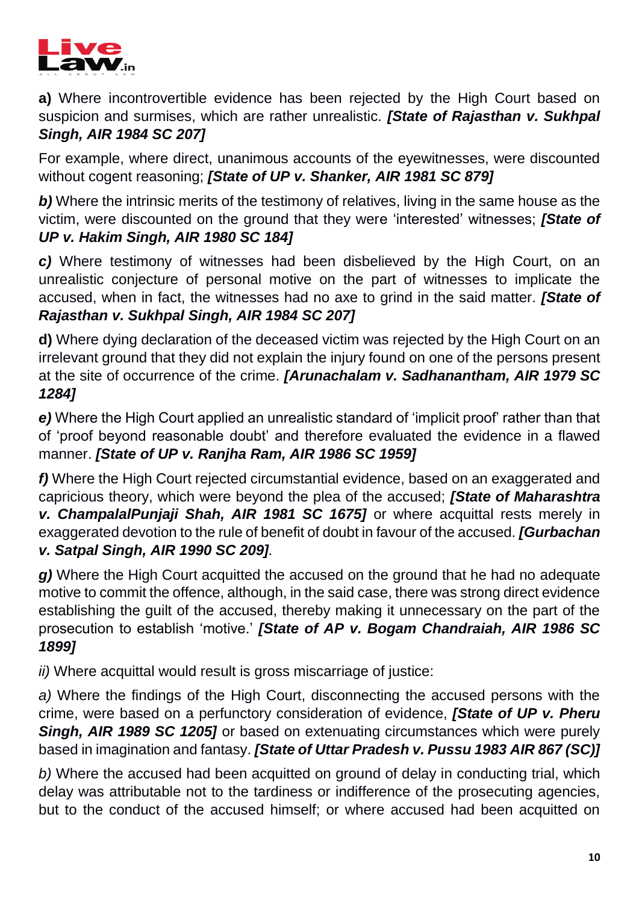**a)** Where incontrovertible evidence has been rejected by the High Court based on suspicion and surmises, which are rather unrealistic. ***[State of Rajasthan v. Sukhpal Singh, AIR 1984 SC 207]***

For example, where direct, unanimous accounts of the eyewitnesses, were discounted without cogent reasoning; ***[State of UP v. Shanker, AIR 1981 SC 879]***

***b)*** Where the intrinsic merits of the testimony of relatives, living in the same house as the victim, were discounted on the ground that they were 'interested' witnesses; ***[State of UP v. Hakim Singh, AIR 1980 SC 184]***

***c)*** Where testimony of witnesses had been disbelieved by the High Court, on an unrealistic conjecture of personal motive on the part of witnesses to implicate the accused, when in fact, the witnesses had no axe to grind in the said matter. ***[State of Rajasthan v. Sukhpal Singh, AIR 1984 SC 207]***

**d)** Where dying declaration of the deceased victim was rejected by the High Court on an irrelevant ground that they did not explain the injury found on one of the persons present at the site of occurrence of the crime. ***[Arunachalam v. Sadhanantham, AIR 1979 SC 1284]***

***e)*** Where the High Court applied an unrealistic standard of 'implicit proof' rather than that of 'proof beyond reasonable doubt' and therefore evaluated the evidence in a flawed manner. ***[State of UP v. Ranjha Ram, AIR 1986 SC 1959]***

***f)*** Where the High Court rejected circumstantial evidence, based on an exaggerated and capricious theory, which were beyond the plea of the accused; ***[State of Maharashtra v. ChampalalPunjaji Shah, AIR 1981 SC 1675]*** or where acquittal rests merely in exaggerated devotion to the rule of benefit of doubt in favour of the accused. ***[Gurbachan v. Satpal Singh, AIR 1990 SC 209]***.

***g)*** Where the High Court acquitted the accused on the ground that he had no adequate motive to commit the offence, although, in the said case, there was strong direct evidence establishing the guilt of the accused, thereby making it unnecessary on the part of the prosecution to establish 'motive.' ***[State of AP v. Bogam Chandraiah, AIR 1986 SC 1899]***

*ii)* Where acquittal would result is gross miscarriage of justice:

*a)* Where the findings of the High Court, disconnecting the accused persons with the crime, were based on a perfunctory consideration of evidence, ***[State of UP v. Pheru Singh, AIR 1989 SC 1205]*** or based on extenuating circumstances which were purely based in imagination and fantasy. ***[State of Uttar Pradesh v. Pussu 1983 AIR 867 (SC)]***

*b)* Where the accused had been acquitted on ground of delay in conducting trial, which delay was attributable not to the tardiness or indifference of the prosecuting agencies, but to the conduct of the accused himself; or where accused had been acquitted on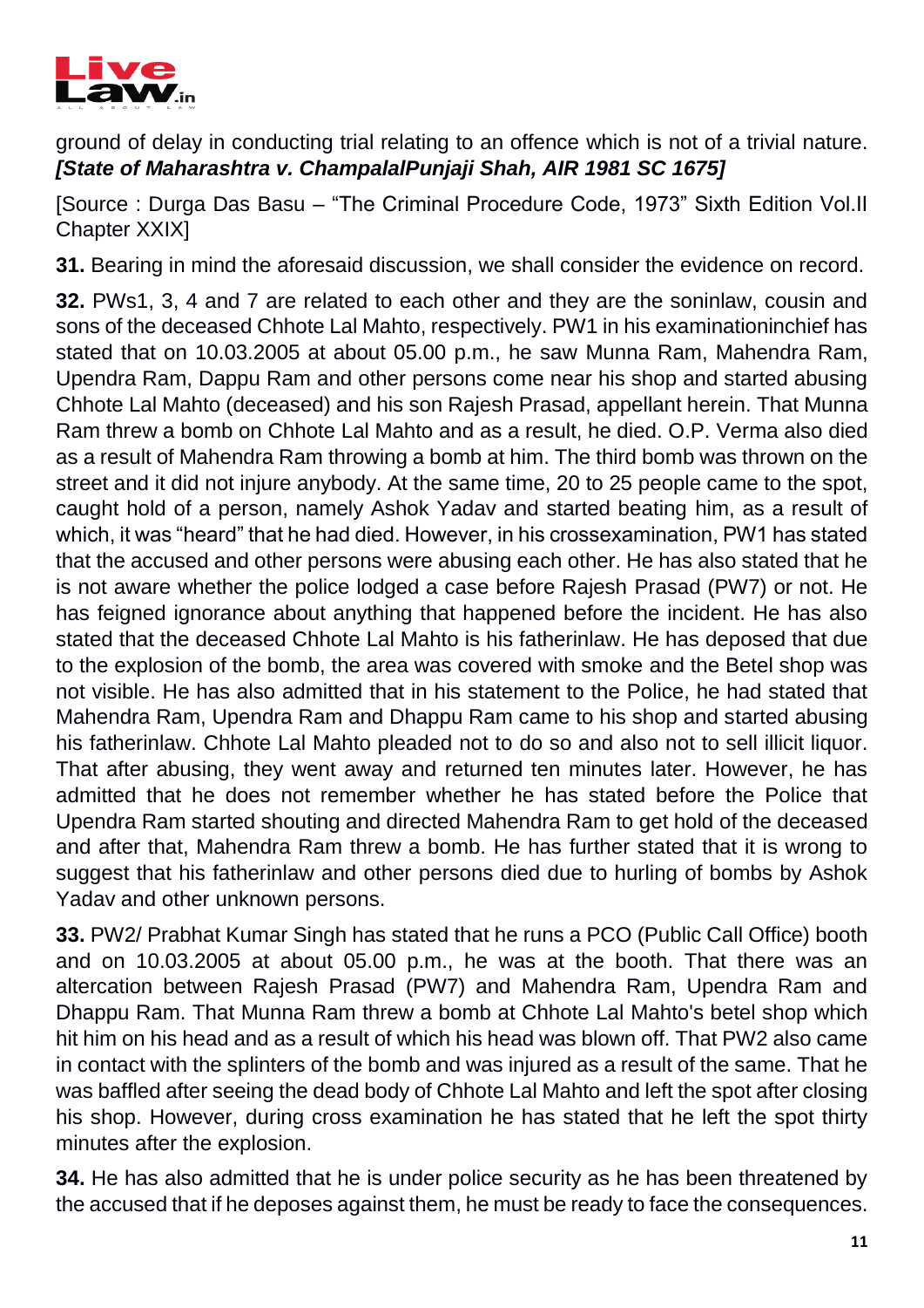ground of delay in conducting trial relating to an offence which is not of a trivial nature. ***[State of Maharashtra v. ChampalalPunjaji Shah, AIR 1981 SC 1675]***

[Source : Durga Das Basu – "The Criminal Procedure Code, 1973" Sixth Edition Vol.II Chapter XXIX]

**31.** Bearing in mind the aforesaid discussion, we shall consider the evidence on record.

**32.** PWs1, 3, 4 and 7 are related to each other and they are the soninlaw, cousin and sons of the deceased Chhote Lal Mahto, respectively. PW1 in his examinationinchief has stated that on 10.03.2005 at about 05.00 p.m., he saw Munna Ram, Mahendra Ram, Upendra Ram, Dappu Ram and other persons come near his shop and started abusing Chhote Lal Mahto (deceased) and his son Rajesh Prasad, appellant herein. That Munna Ram threw a bomb on Chhote Lal Mahto and as a result, he died. O.P. Verma also died as a result of Mahendra Ram throwing a bomb at him. The third bomb was thrown on the street and it did not injure anybody. At the same time, 20 to 25 people came to the spot, caught hold of a person, namely Ashok Yadav and started beating him, as a result of which, it was "heard" that he had died. However, in his crossexamination, PW1 has stated that the accused and other persons were abusing each other. He has also stated that he is not aware whether the police lodged a case before Rajesh Prasad (PW7) or not. He has feigned ignorance about anything that happened before the incident. He has also stated that the deceased Chhote Lal Mahto is his fatherinlaw. He has deposed that due to the explosion of the bomb, the area was covered with smoke and the Betel shop was not visible. He has also admitted that in his statement to the Police, he had stated that Mahendra Ram, Upendra Ram and Dhappu Ram came to his shop and started abusing his fatherinlaw. Chhote Lal Mahto pleaded not to do so and also not to sell illicit liquor. That after abusing, they went away and returned ten minutes later. However, he has admitted that he does not remember whether he has stated before the Police that Upendra Ram started shouting and directed Mahendra Ram to get hold of the deceased and after that, Mahendra Ram threw a bomb. He has further stated that it is wrong to suggest that his fatherinlaw and other persons died due to hurling of bombs by Ashok Yadav and other unknown persons.

**33.** PW2/ Prabhat Kumar Singh has stated that he runs a PCO (Public Call Office) booth and on 10.03.2005 at about 05.00 p.m., he was at the booth. That there was an altercation between Rajesh Prasad (PW7) and Mahendra Ram, Upendra Ram and Dhappu Ram. That Munna Ram threw a bomb at Chhote Lal Mahto's betel shop which hit him on his head and as a result of which his head was blown off. That PW2 also came in contact with the splinters of the bomb and was injured as a result of the same. That he was baffled after seeing the dead body of Chhote Lal Mahto and left the spot after closing his shop. However, during cross examination he has stated that he left the spot thirty minutes after the explosion.

**34.** He has also admitted that he is under police security as he has been threatened by the accused that if he deposes against them, he must be ready to face the consequences.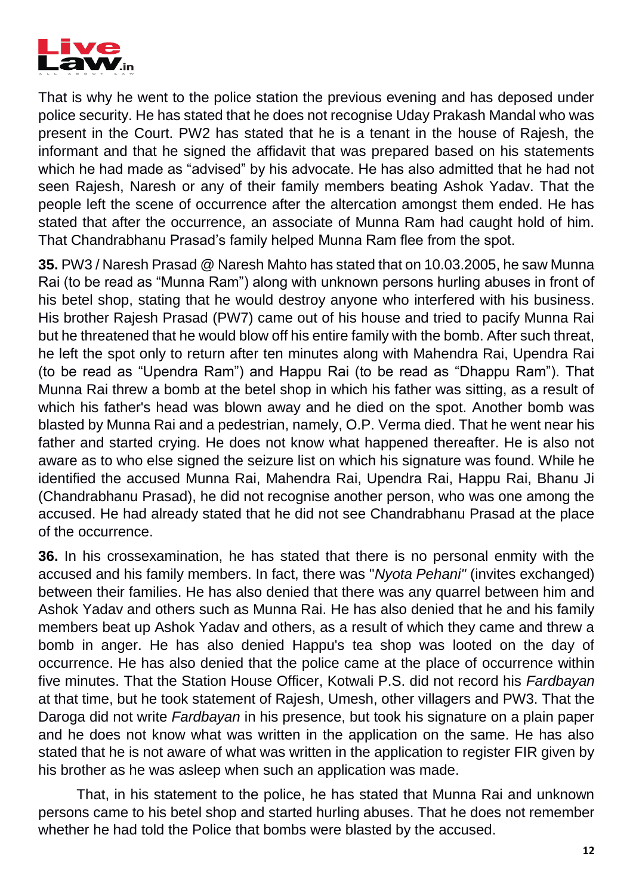That is why he went to the police station the previous evening and has deposed under police security. He has stated that he does not recognise Uday Prakash Mandal who was present in the Court. PW2 has stated that he is a tenant in the house of Rajesh, the informant and that he signed the affidavit that was prepared based on his statements which he had made as "advised" by his advocate. He has also admitted that he had not seen Rajesh, Naresh or any of their family members beating Ashok Yadav. That the people left the scene of occurrence after the altercation amongst them ended. He has stated that after the occurrence, an associate of Munna Ram had caught hold of him. That Chandrabhanu Prasad's family helped Munna Ram flee from the spot.

**35.** PW3 / Naresh Prasad @ Naresh Mahto has stated that on 10.03.2005, he saw Munna Rai (to be read as "Munna Ram") along with unknown persons hurling abuses in front of his betel shop, stating that he would destroy anyone who interfered with his business. His brother Rajesh Prasad (PW7) came out of his house and tried to pacify Munna Rai but he threatened that he would blow off his entire family with the bomb. After such threat, he left the spot only to return after ten minutes along with Mahendra Rai, Upendra Rai (to be read as "Upendra Ram") and Happu Rai (to be read as "Dhappu Ram"). That Munna Rai threw a bomb at the betel shop in which his father was sitting, as a result of which his father's head was blown away and he died on the spot. Another bomb was blasted by Munna Rai and a pedestrian, namely, O.P. Verma died. That he went near his father and started crying. He does not know what happened thereafter. He is also not aware as to who else signed the seizure list on which his signature was found. While he identified the accused Munna Rai, Mahendra Rai, Upendra Rai, Happu Rai, Bhanu Ji (Chandrabhanu Prasad), he did not recognise another person, who was one among the accused. He had already stated that he did not see Chandrabhanu Prasad at the place of the occurrence.

**36.** In his crossexamination, he has stated that there is no personal enmity with the accused and his family members. In fact, there was "*Nyota Pehani"* (invites exchanged) between their families. He has also denied that there was any quarrel between him and Ashok Yadav and others such as Munna Rai. He has also denied that he and his family members beat up Ashok Yadav and others, as a result of which they came and threw a bomb in anger. He has also denied Happu's tea shop was looted on the day of occurrence. He has also denied that the police came at the place of occurrence within five minutes. That the Station House Officer, Kotwali P.S. did not record his *Fardbayan* at that time, but he took statement of Rajesh, Umesh, other villagers and PW3. That the Daroga did not write *Fardbayan* in his presence, but took his signature on a plain paper and he does not know what was written in the application on the same. He has also stated that he is not aware of what was written in the application to register FIR given by his brother as he was asleep when such an application was made.

That, in his statement to the police, he has stated that Munna Rai and unknown persons came to his betel shop and started hurling abuses. That he does not remember whether he had told the Police that bombs were blasted by the accused.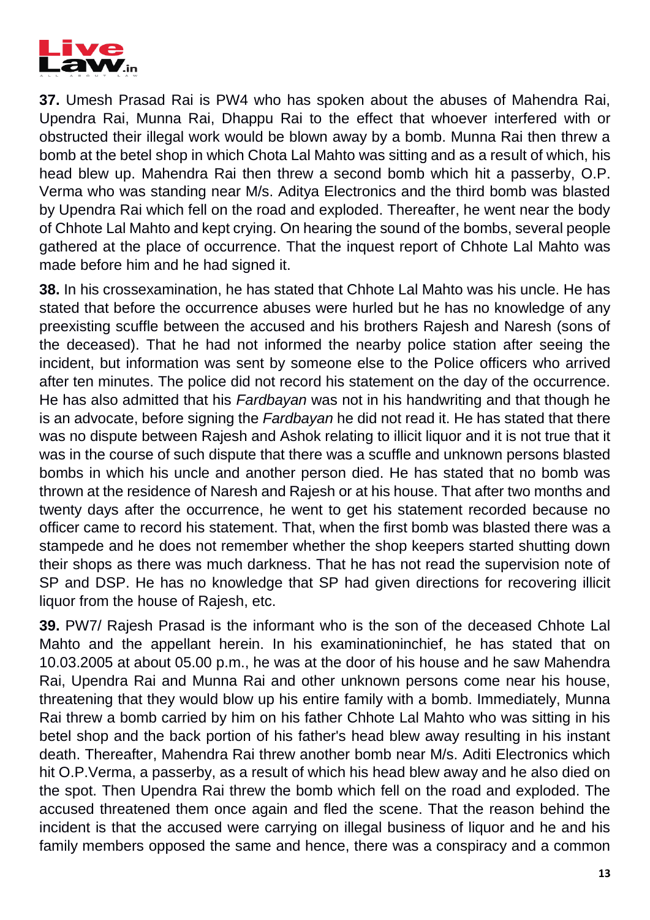**37.** Umesh Prasad Rai is PW4 who has spoken about the abuses of Mahendra Rai, Upendra Rai, Munna Rai, Dhappu Rai to the effect that whoever interfered with or obstructed their illegal work would be blown away by a bomb. Munna Rai then threw a bomb at the betel shop in which Chota Lal Mahto was sitting and as a result of which, his head blew up. Mahendra Rai then threw a second bomb which hit a passerby, O.P. Verma who was standing near M/s. Aditya Electronics and the third bomb was blasted by Upendra Rai which fell on the road and exploded. Thereafter, he went near the body of Chhote Lal Mahto and kept crying. On hearing the sound of the bombs, several people gathered at the place of occurrence. That the inquest report of Chhote Lal Mahto was made before him and he had signed it.

**38.** In his crossexamination, he has stated that Chhote Lal Mahto was his uncle. He has stated that before the occurrence abuses were hurled but he has no knowledge of any preexisting scuffle between the accused and his brothers Rajesh and Naresh (sons of the deceased). That he had not informed the nearby police station after seeing the incident, but information was sent by someone else to the Police officers who arrived after ten minutes. The police did not record his statement on the day of the occurrence. He has also admitted that his *Fardbayan* was not in his handwriting and that though he is an advocate, before signing the *Fardbayan* he did not read it. He has stated that there was no dispute between Rajesh and Ashok relating to illicit liquor and it is not true that it was in the course of such dispute that there was a scuffle and unknown persons blasted bombs in which his uncle and another person died. He has stated that no bomb was thrown at the residence of Naresh and Rajesh or at his house. That after two months and twenty days after the occurrence, he went to get his statement recorded because no officer came to record his statement. That, when the first bomb was blasted there was a stampede and he does not remember whether the shop keepers started shutting down their shops as there was much darkness. That he has not read the supervision note of SP and DSP. He has no knowledge that SP had given directions for recovering illicit liquor from the house of Rajesh, etc.

**39.** PW7/ Rajesh Prasad is the informant who is the son of the deceased Chhote Lal Mahto and the appellant herein. In his examinationinchief, he has stated that on 10.03.2005 at about 05.00 p.m., he was at the door of his house and he saw Mahendra Rai, Upendra Rai and Munna Rai and other unknown persons come near his house, threatening that they would blow up his entire family with a bomb. Immediately, Munna Rai threw a bomb carried by him on his father Chhote Lal Mahto who was sitting in his betel shop and the back portion of his father's head blew away resulting in his instant death. Thereafter, Mahendra Rai threw another bomb near M/s. Aditi Electronics which hit O.P.Verma, a passerby, as a result of which his head blew away and he also died on the spot. Then Upendra Rai threw the bomb which fell on the road and exploded. The accused threatened them once again and fled the scene. That the reason behind the incident is that the accused were carrying on illegal business of liquor and he and his family members opposed the same and hence, there was a conspiracy and a common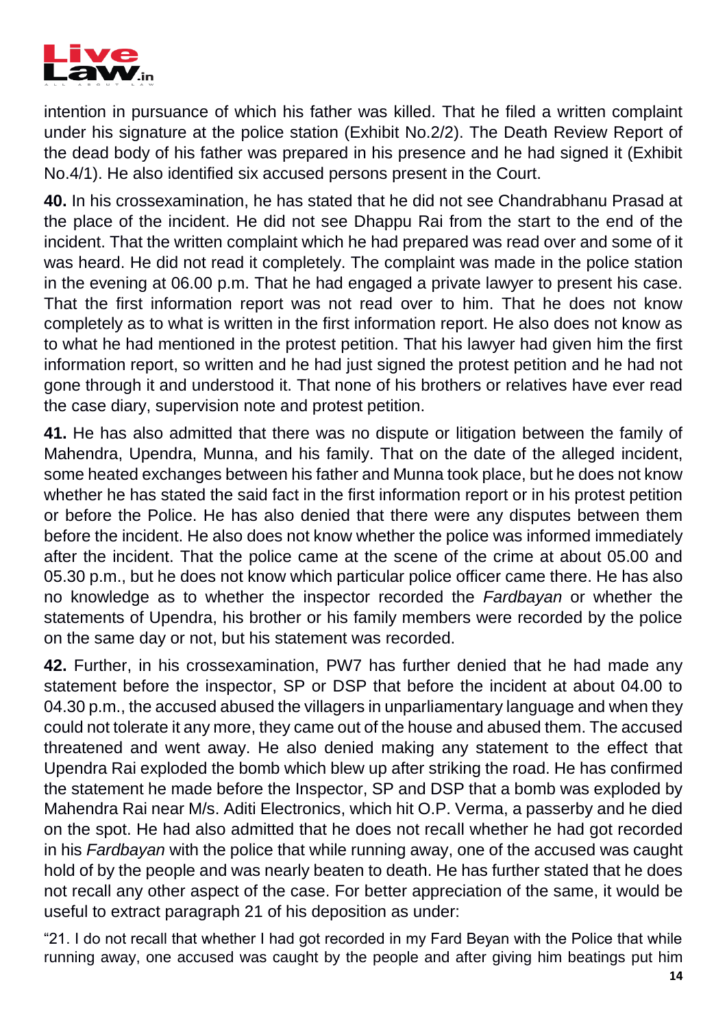intention in pursuance of which his father was killed. That he filed a written complaint under his signature at the police station (Exhibit No.2/2). The Death Review Report of the dead body of his father was prepared in his presence and he had signed it (Exhibit No.4/1). He also identified six accused persons present in the Court.

**40.** In his crossexamination, he has stated that he did not see Chandrabhanu Prasad at the place of the incident. He did not see Dhappu Rai from the start to the end of the incident. That the written complaint which he had prepared was read over and some of it was heard. He did not read it completely. The complaint was made in the police station in the evening at 06.00 p.m. That he had engaged a private lawyer to present his case. That the first information report was not read over to him. That he does not know completely as to what is written in the first information report. He also does not know as to what he had mentioned in the protest petition. That his lawyer had given him the first information report, so written and he had just signed the protest petition and he had not gone through it and understood it. That none of his brothers or relatives have ever read the case diary, supervision note and protest petition.

**41.** He has also admitted that there was no dispute or litigation between the family of Mahendra, Upendra, Munna, and his family. That on the date of the alleged incident, some heated exchanges between his father and Munna took place, but he does not know whether he has stated the said fact in the first information report or in his protest petition or before the Police. He has also denied that there were any disputes between them before the incident. He also does not know whether the police was informed immediately after the incident. That the police came at the scene of the crime at about 05.00 and 05.30 p.m., but he does not know which particular police officer came there. He has also no knowledge as to whether the inspector recorded the *Fardbayan* or whether the statements of Upendra, his brother or his family members were recorded by the police on the same day or not, but his statement was recorded.

**42.** Further, in his crossexamination, PW7 has further denied that he had made any statement before the inspector, SP or DSP that before the incident at about 04.00 to 04.30 p.m., the accused abused the villagers in unparliamentary language and when they could not tolerate it any more, they came out of the house and abused them. The accused threatened and went away. He also denied making any statement to the effect that Upendra Rai exploded the bomb which blew up after striking the road. He has confirmed the statement he made before the Inspector, SP and DSP that a bomb was exploded by Mahendra Rai near M/s. Aditi Electronics, which hit O.P. Verma, a passerby and he died on the spot. He had also admitted that he does not recall whether he had got recorded in his *Fardbayan* with the police that while running away, one of the accused was caught hold of by the people and was nearly beaten to death. He has further stated that he does not recall any other aspect of the case. For better appreciation of the same, it would be useful to extract paragraph 21 of his deposition as under:

"21. I do not recall that whether I had got recorded in my Fard Beyan with the Police that while running away, one accused was caught by the people and after giving him beatings put him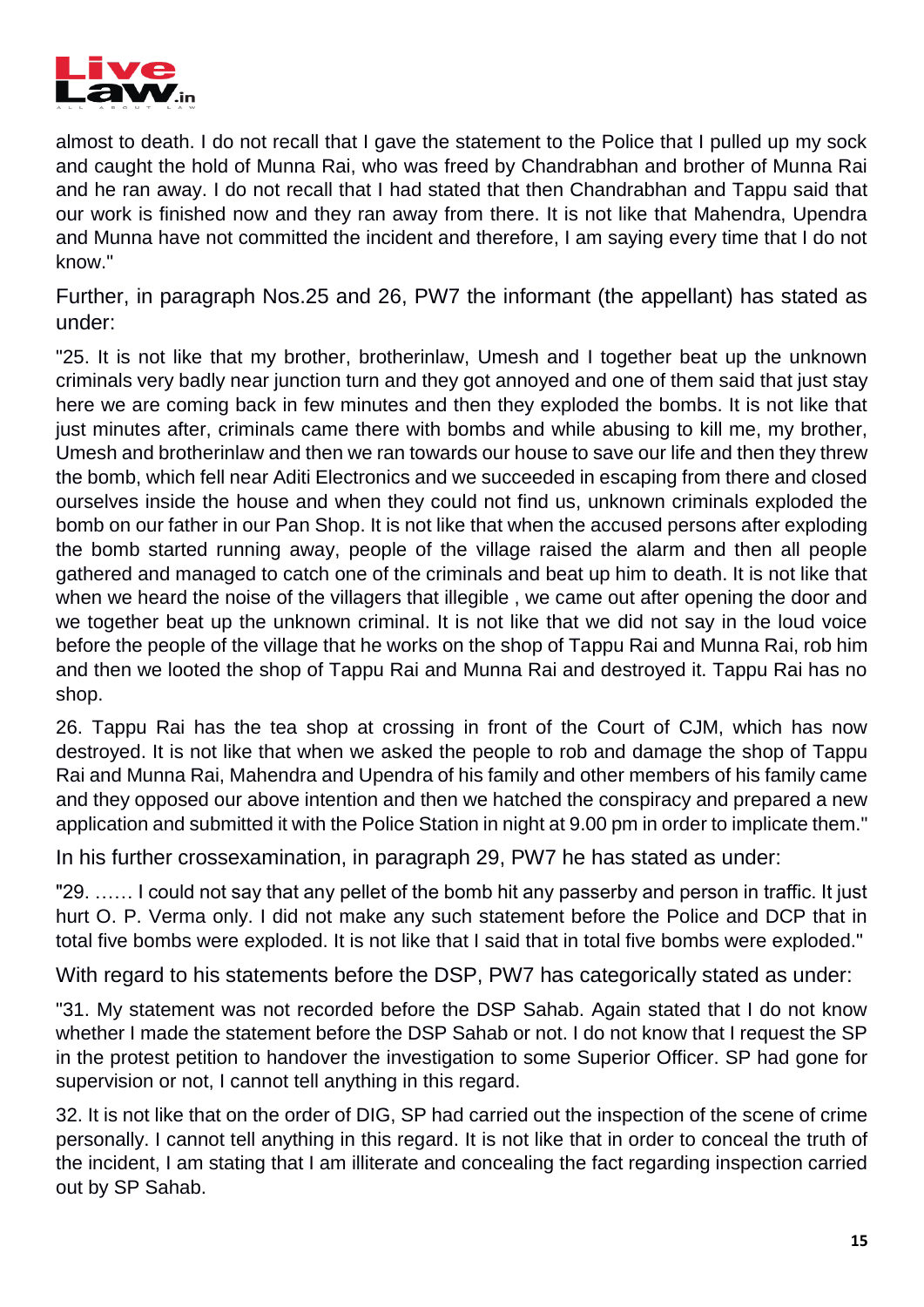almost to death. I do not recall that I gave the statement to the Police that I pulled up my sock and caught the hold of Munna Rai, who was freed by Chandrabhan and brother of Munna Rai and he ran away. I do not recall that I had stated that then Chandrabhan and Tappu said that our work is finished now and they ran away from there. It is not like that Mahendra, Upendra and Munna have not committed the incident and therefore, I am saying every time that I do not know."

Further, in paragraph Nos.25 and 26, PW7 the informant (the appellant) has stated as under:

"25. It is not like that my brother, brotherinlaw, Umesh and I together beat up the unknown criminals very badly near junction turn and they got annoyed and one of them said that just stay here we are coming back in few minutes and then they exploded the bombs. It is not like that just minutes after, criminals came there with bombs and while abusing to kill me, my brother, Umesh and brotherinlaw and then we ran towards our house to save our life and then they threw the bomb, which fell near Aditi Electronics and we succeeded in escaping from there and closed ourselves inside the house and when they could not find us, unknown criminals exploded the bomb on our father in our Pan Shop. It is not like that when the accused persons after exploding the bomb started running away, people of the village raised the alarm and then all people gathered and managed to catch one of the criminals and beat up him to death. It is not like that when we heard the noise of the villagers that illegible , we came out after opening the door and we together beat up the unknown criminal. It is not like that we did not say in the loud voice before the people of the village that he works on the shop of Tappu Rai and Munna Rai, rob him and then we looted the shop of Tappu Rai and Munna Rai and destroyed it. Tappu Rai has no shop.

26. Tappu Rai has the tea shop at crossing in front of the Court of CJM, which has now destroyed. It is not like that when we asked the people to rob and damage the shop of Tappu Rai and Munna Rai, Mahendra and Upendra of his family and other members of his family came and they opposed our above intention and then we hatched the conspiracy and prepared a new application and submitted it with the Police Station in night at 9.00 pm in order to implicate them."

In his further crossexamination, in paragraph 29, PW7 he has stated as under:

"29. …… I could not say that any pellet of the bomb hit any passerby and person in traffic. It just hurt O. P. Verma only. I did not make any such statement before the Police and DCP that in total five bombs were exploded. It is not like that I said that in total five bombs were exploded."

With regard to his statements before the DSP, PW7 has categorically stated as under:

"31. My statement was not recorded before the DSP Sahab. Again stated that I do not know whether I made the statement before the DSP Sahab or not. I do not know that I request the SP in the protest petition to handover the investigation to some Superior Officer. SP had gone for supervision or not, I cannot tell anything in this regard.

32. It is not like that on the order of DIG, SP had carried out the inspection of the scene of crime personally. I cannot tell anything in this regard. It is not like that in order to conceal the truth of the incident, I am stating that I am illiterate and concealing the fact regarding inspection carried out by SP Sahab.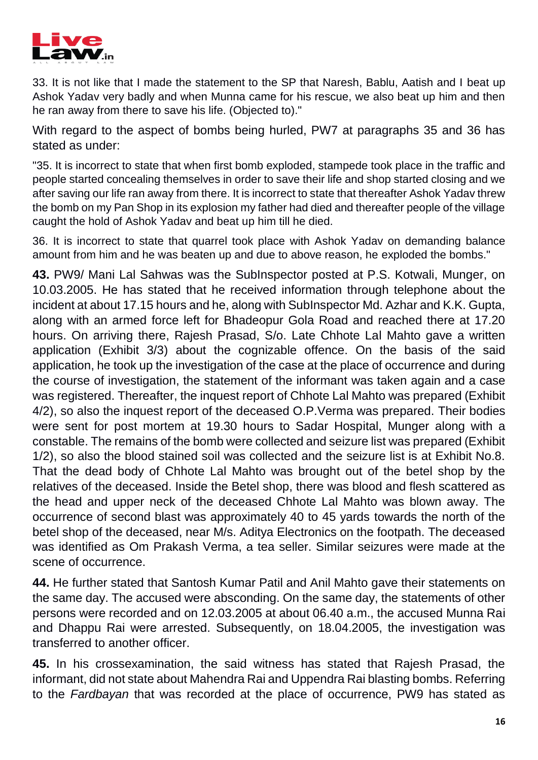33. It is not like that I made the statement to the SP that Naresh, Bablu, Aatish and I beat up Ashok Yadav very badly and when Munna came for his rescue, we also beat up him and then he ran away from there to save his life. (Objected to)."

With regard to the aspect of bombs being hurled, PW7 at paragraphs 35 and 36 has stated as under:

"35. It is incorrect to state that when first bomb exploded, stampede took place in the traffic and people started concealing themselves in order to save their life and shop started closing and we after saving our life ran away from there. It is incorrect to state that thereafter Ashok Yadav threw the bomb on my Pan Shop in its explosion my father had died and thereafter people of the village caught the hold of Ashok Yadav and beat up him till he died.

36. It is incorrect to state that quarrel took place with Ashok Yadav on demanding balance amount from him and he was beaten up and due to above reason, he exploded the bombs."

**43.** PW9/ Mani Lal Sahwas was the SubInspector posted at P.S. Kotwali, Munger, on 10.03.2005. He has stated that he received information through telephone about the incident at about 17.15 hours and he, along with SubInspector Md. Azhar and K.K. Gupta, along with an armed force left for Bhadeopur Gola Road and reached there at 17.20 hours. On arriving there, Rajesh Prasad, S/o. Late Chhote Lal Mahto gave a written application (Exhibit 3/3) about the cognizable offence. On the basis of the said application, he took up the investigation of the case at the place of occurrence and during the course of investigation, the statement of the informant was taken again and a case was registered. Thereafter, the inquest report of Chhote Lal Mahto was prepared (Exhibit 4/2), so also the inquest report of the deceased O.P.Verma was prepared. Their bodies were sent for post mortem at 19.30 hours to Sadar Hospital, Munger along with a constable. The remains of the bomb were collected and seizure list was prepared (Exhibit 1/2), so also the blood stained soil was collected and the seizure list is at Exhibit No.8. That the dead body of Chhote Lal Mahto was brought out of the betel shop by the relatives of the deceased. Inside the Betel shop, there was blood and flesh scattered as the head and upper neck of the deceased Chhote Lal Mahto was blown away. The occurrence of second blast was approximately 40 to 45 yards towards the north of the betel shop of the deceased, near M/s. Aditya Electronics on the footpath. The deceased was identified as Om Prakash Verma, a tea seller. Similar seizures were made at the scene of occurrence.

**44.** He further stated that Santosh Kumar Patil and Anil Mahto gave their statements on the same day. The accused were absconding. On the same day, the statements of other persons were recorded and on 12.03.2005 at about 06.40 a.m., the accused Munna Rai and Dhappu Rai were arrested. Subsequently, on 18.04.2005, the investigation was transferred to another officer.

**45.** In his crossexamination, the said witness has stated that Rajesh Prasad, the informant, did not state about Mahendra Rai and Uppendra Rai blasting bombs. Referring to the *Fardbayan* that was recorded at the place of occurrence, PW9 has stated as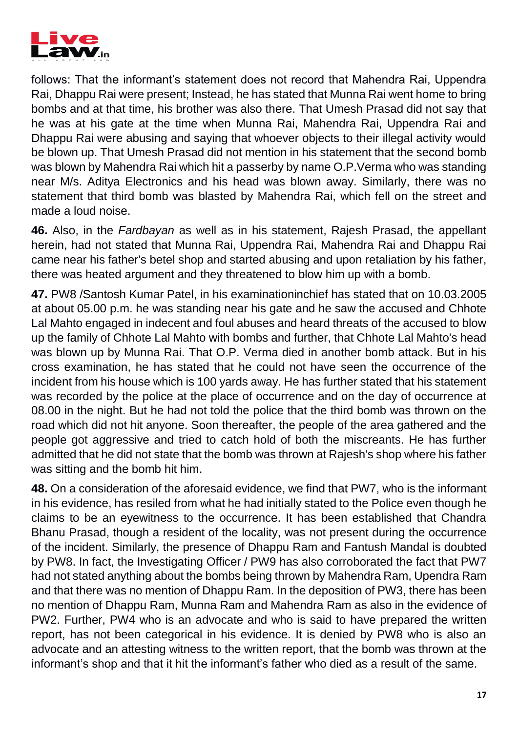follows: That the informant's statement does not record that Mahendra Rai, Uppendra Rai, Dhappu Rai were present; Instead, he has stated that Munna Rai went home to bring bombs and at that time, his brother was also there. That Umesh Prasad did not say that he was at his gate at the time when Munna Rai, Mahendra Rai, Uppendra Rai and Dhappu Rai were abusing and saying that whoever objects to their illegal activity would be blown up. That Umesh Prasad did not mention in his statement that the second bomb was blown by Mahendra Rai which hit a passerby by name O.P.Verma who was standing near M/s. Aditya Electronics and his head was blown away. Similarly, there was no statement that third bomb was blasted by Mahendra Rai, which fell on the street and made a loud noise.

**46.** Also, in the *Fardbayan* as well as in his statement, Rajesh Prasad, the appellant herein, had not stated that Munna Rai, Uppendra Rai, Mahendra Rai and Dhappu Rai came near his father's betel shop and started abusing and upon retaliation by his father, there was heated argument and they threatened to blow him up with a bomb.

**47.** PW8 /Santosh Kumar Patel, in his examinationinchief has stated that on 10.03.2005 at about 05.00 p.m. he was standing near his gate and he saw the accused and Chhote Lal Mahto engaged in indecent and foul abuses and heard threats of the accused to blow up the family of Chhote Lal Mahto with bombs and further, that Chhote Lal Mahto's head was blown up by Munna Rai. That O.P. Verma died in another bomb attack. But in his cross examination, he has stated that he could not have seen the occurrence of the incident from his house which is 100 yards away. He has further stated that his statement was recorded by the police at the place of occurrence and on the day of occurrence at 08.00 in the night. But he had not told the police that the third bomb was thrown on the road which did not hit anyone. Soon thereafter, the people of the area gathered and the people got aggressive and tried to catch hold of both the miscreants. He has further admitted that he did not state that the bomb was thrown at Rajesh's shop where his father was sitting and the bomb hit him.

**48.** On a consideration of the aforesaid evidence, we find that PW7, who is the informant in his evidence, has resiled from what he had initially stated to the Police even though he claims to be an eyewitness to the occurrence. It has been established that Chandra Bhanu Prasad, though a resident of the locality, was not present during the occurrence of the incident. Similarly, the presence of Dhappu Ram and Fantush Mandal is doubted by PW8. In fact, the Investigating Officer / PW9 has also corroborated the fact that PW7 had not stated anything about the bombs being thrown by Mahendra Ram, Upendra Ram and that there was no mention of Dhappu Ram. In the deposition of PW3, there has been no mention of Dhappu Ram, Munna Ram and Mahendra Ram as also in the evidence of PW2. Further, PW4 who is an advocate and who is said to have prepared the written report, has not been categorical in his evidence. It is denied by PW8 who is also an advocate and an attesting witness to the written report, that the bomb was thrown at the informant's shop and that it hit the informant's father who died as a result of the same.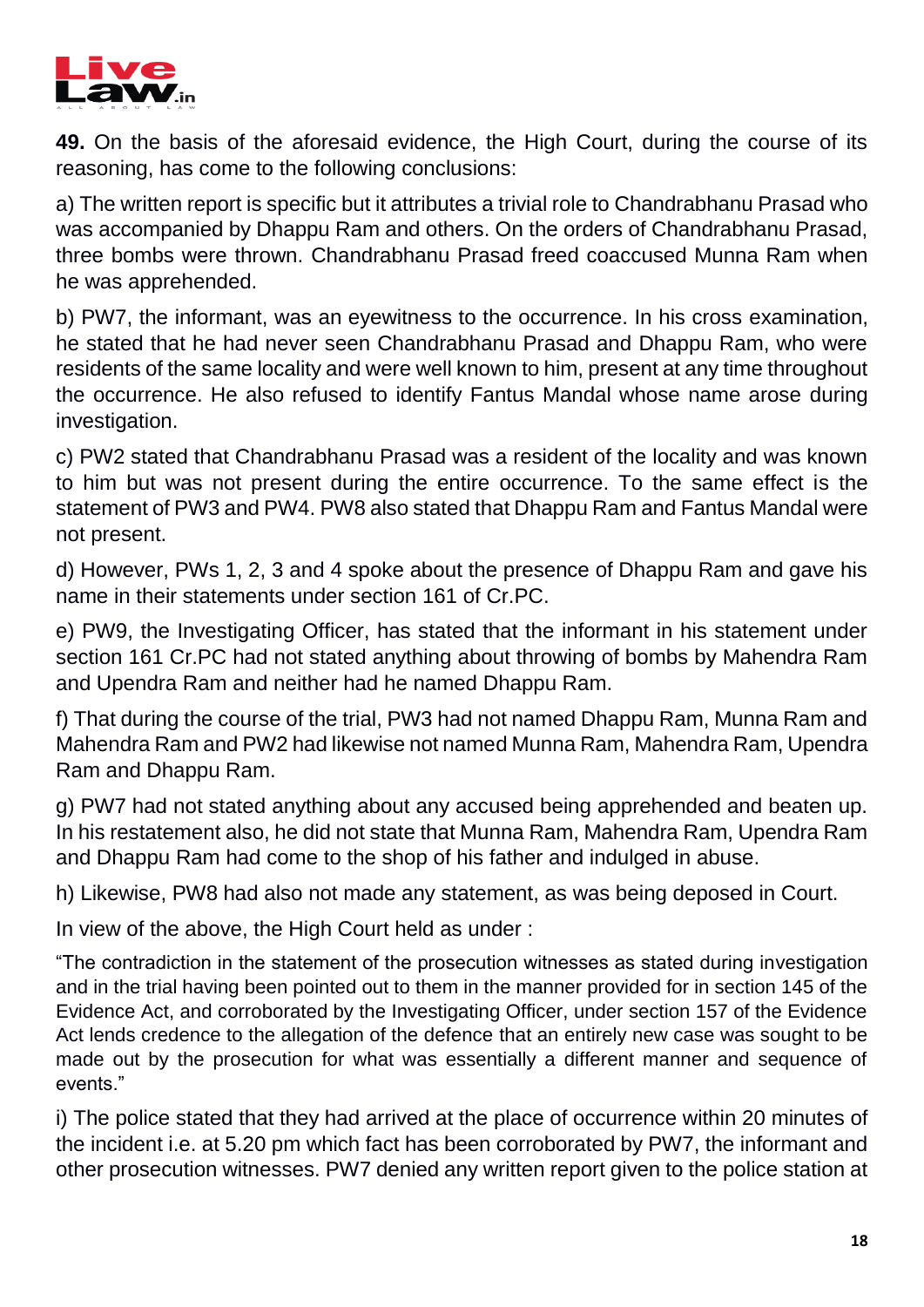**49.** On the basis of the aforesaid evidence, the High Court, during the course of its reasoning, has come to the following conclusions:

a) The written report is specific but it attributes a trivial role to Chandrabhanu Prasad who was accompanied by Dhappu Ram and others. On the orders of Chandrabhanu Prasad, three bombs were thrown. Chandrabhanu Prasad freed coaccused Munna Ram when he was apprehended.

b) PW7, the informant, was an eyewitness to the occurrence. In his cross examination, he stated that he had never seen Chandrabhanu Prasad and Dhappu Ram, who were residents of the same locality and were well known to him, present at any time throughout the occurrence. He also refused to identify Fantus Mandal whose name arose during investigation.

c) PW2 stated that Chandrabhanu Prasad was a resident of the locality and was known to him but was not present during the entire occurrence. To the same effect is the statement of PW3 and PW4. PW8 also stated that Dhappu Ram and Fantus Mandal were not present.

d) However, PWs 1, 2, 3 and 4 spoke about the presence of Dhappu Ram and gave his name in their statements under section 161 of Cr.PC.

e) PW9, the Investigating Officer, has stated that the informant in his statement under section 161 Cr.PC had not stated anything about throwing of bombs by Mahendra Ram and Upendra Ram and neither had he named Dhappu Ram.

f) That during the course of the trial, PW3 had not named Dhappu Ram, Munna Ram and Mahendra Ram and PW2 had likewise not named Munna Ram, Mahendra Ram, Upendra Ram and Dhappu Ram.

g) PW7 had not stated anything about any accused being apprehended and beaten up. In his restatement also, he did not state that Munna Ram, Mahendra Ram, Upendra Ram and Dhappu Ram had come to the shop of his father and indulged in abuse.

h) Likewise, PW8 had also not made any statement, as was being deposed in Court.

In view of the above, the High Court held as under :

> "The contradiction in the statement of the prosecution witnesses as stated during investigation and in the trial having been pointed out to them in the manner provided for in section 145 of the Evidence Act, and corroborated by the Investigating Officer, under section 157 of the Evidence Act lends credence to the allegation of the defence that an entirely new case was sought to be made out by the prosecution for what was essentially a different manner and sequence of events."

i) The police stated that they had arrived at the place of occurrence within 20 minutes of the incident i.e. at 5.20 pm which fact has been corroborated by PW7, the informant and other prosecution witnesses. PW7 denied any written report given to the police station at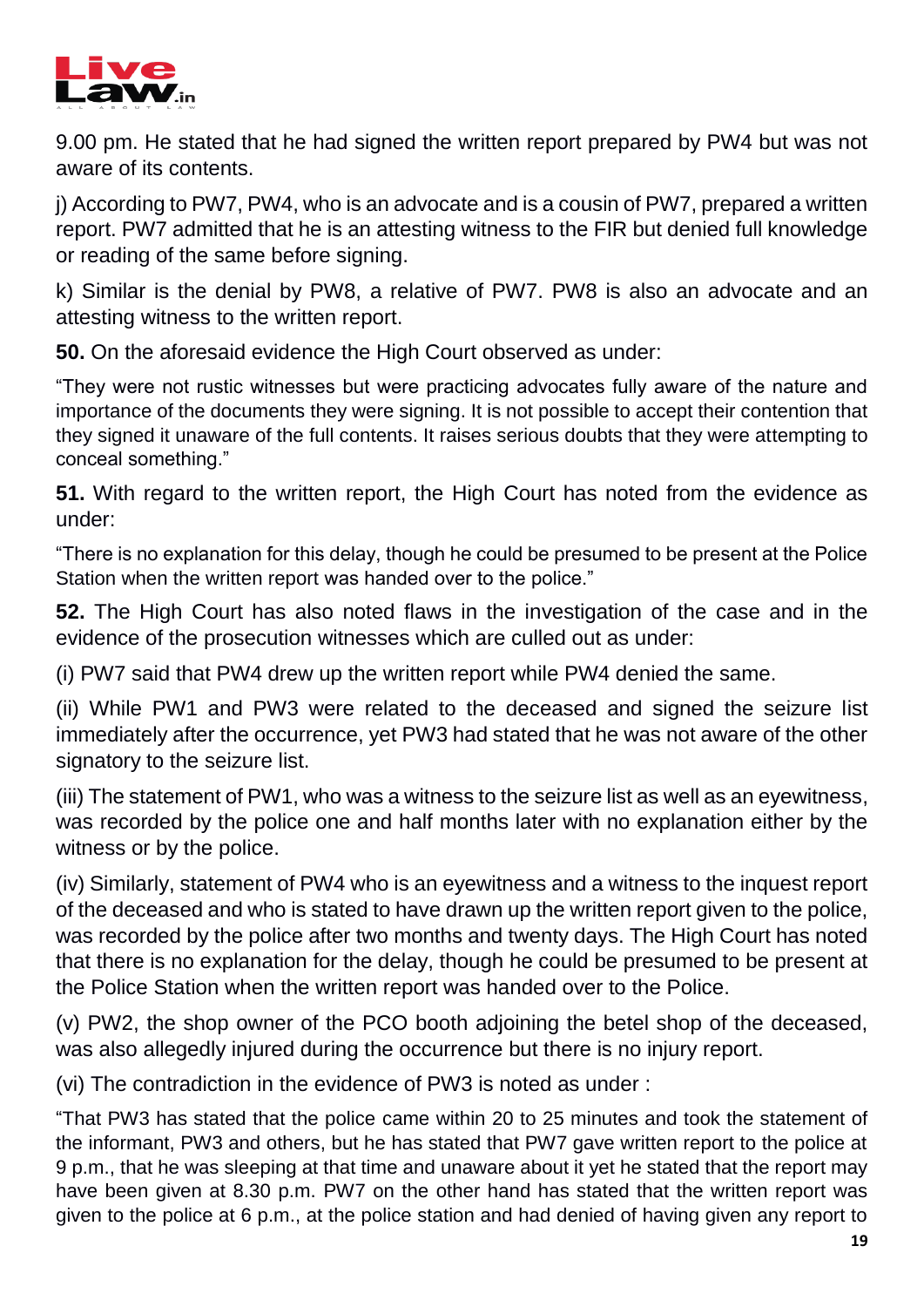9.00 pm. He stated that he had signed the written report prepared by PW4 but was not aware of its contents.

j) According to PW7, PW4, who is an advocate and is a cousin of PW7, prepared a written report. PW7 admitted that he is an attesting witness to the FIR but denied full knowledge or reading of the same before signing.

k) Similar is the denial by PW8, a relative of PW7. PW8 is also an advocate and an attesting witness to the written report.

**50.** On the aforesaid evidence the High Court observed as under:

> "They were not rustic witnesses but were practicing advocates fully aware of the nature and importance of the documents they were signing. It is not possible to accept their contention that they signed it unaware of the full contents. It raises serious doubts that they were attempting to conceal something."

**51.** With regard to the written report, the High Court has noted from the evidence as under:

> "There is no explanation for this delay, though he could be presumed to be present at the Police Station when the written report was handed over to the police."

**52.** The High Court has also noted flaws in the investigation of the case and in the evidence of the prosecution witnesses which are culled out as under:

(i) PW7 said that PW4 drew up the written report while PW4 denied the same.

(ii) While PW1 and PW3 were related to the deceased and signed the seizure list immediately after the occurrence, yet PW3 had stated that he was not aware of the other signatory to the seizure list.

(iii) The statement of PW1, who was a witness to the seizure list as well as an eyewitness, was recorded by the police one and half months later with no explanation either by the witness or by the police.

(iv) Similarly, statement of PW4 who is an eyewitness and a witness to the inquest report of the deceased and who is stated to have drawn up the written report given to the police, was recorded by the police after two months and twenty days. The High Court has noted that there is no explanation for the delay, though he could be presumed to be present at the Police Station when the written report was handed over to the Police.

(v) PW2, the shop owner of the PCO booth adjoining the betel shop of the deceased, was also allegedly injured during the occurrence but there is no injury report.

(vi) The contradiction in the evidence of PW3 is noted as under :

> "That PW3 has stated that the police came within 20 to 25 minutes and took the statement of the informant, PW3 and others, but he has stated that PW7 gave written report to the police at 9 p.m., that he was sleeping at that time and unaware about it yet he stated that the report may have been given at 8.30 p.m. PW7 on the other hand has stated that the written report was given to the police at 6 p.m., at the police station and had denied of having given any report to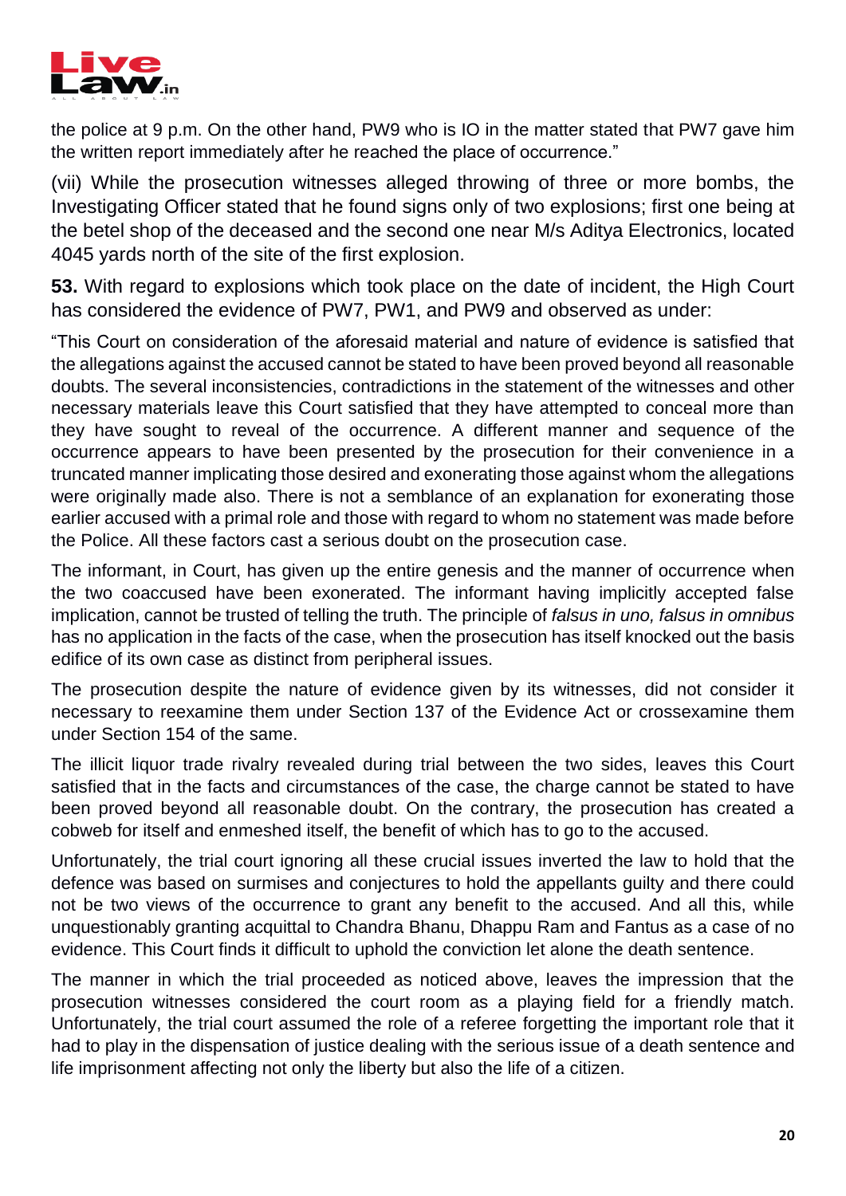the police at 9 p.m. On the other hand, PW9 who is IO in the matter stated that PW7 gave him the written report immediately after he reached the place of occurrence."

(vii) While the prosecution witnesses alleged throwing of three or more bombs, the Investigating Officer stated that he found signs only of two explosions; first one being at the betel shop of the deceased and the second one near M/s Aditya Electronics, located 4045 yards north of the site of the first explosion.

**53.** With regard to explosions which took place on the date of incident, the High Court has considered the evidence of PW7, PW1, and PW9 and observed as under:

"This Court on consideration of the aforesaid material and nature of evidence is satisfied that the allegations against the accused cannot be stated to have been proved beyond all reasonable doubts. The several inconsistencies, contradictions in the statement of the witnesses and other necessary materials leave this Court satisfied that they have attempted to conceal more than they have sought to reveal of the occurrence. A different manner and sequence of the occurrence appears to have been presented by the prosecution for their convenience in a truncated manner implicating those desired and exonerating those against whom the allegations were originally made also. There is not a semblance of an explanation for exonerating those earlier accused with a primal role and those with regard to whom no statement was made before the Police. All these factors cast a serious doubt on the prosecution case.

The informant, in Court, has given up the entire genesis and the manner of occurrence when the two coaccused have been exonerated. The informant having implicitly accepted false implication, cannot be trusted of telling the truth. The principle of *falsus in uno, falsus in omnibus* has no application in the facts of the case, when the prosecution has itself knocked out the basis edifice of its own case as distinct from peripheral issues.

The prosecution despite the nature of evidence given by its witnesses, did not consider it necessary to reexamine them under Section 137 of the Evidence Act or crossexamine them under Section 154 of the same.

The illicit liquor trade rivalry revealed during trial between the two sides, leaves this Court satisfied that in the facts and circumstances of the case, the charge cannot be stated to have been proved beyond all reasonable doubt. On the contrary, the prosecution has created a cobweb for itself and enmeshed itself, the benefit of which has to go to the accused.

Unfortunately, the trial court ignoring all these crucial issues inverted the law to hold that the defence was based on surmises and conjectures to hold the appellants guilty and there could not be two views of the occurrence to grant any benefit to the accused. And all this, while unquestionably granting acquittal to Chandra Bhanu, Dhappu Ram and Fantus as a case of no evidence. This Court finds it difficult to uphold the conviction let alone the death sentence.

The manner in which the trial proceeded as noticed above, leaves the impression that the prosecution witnesses considered the court room as a playing field for a friendly match. Unfortunately, the trial court assumed the role of a referee forgetting the important role that it had to play in the dispensation of justice dealing with the serious issue of a death sentence and life imprisonment affecting not only the liberty but also the life of a citizen.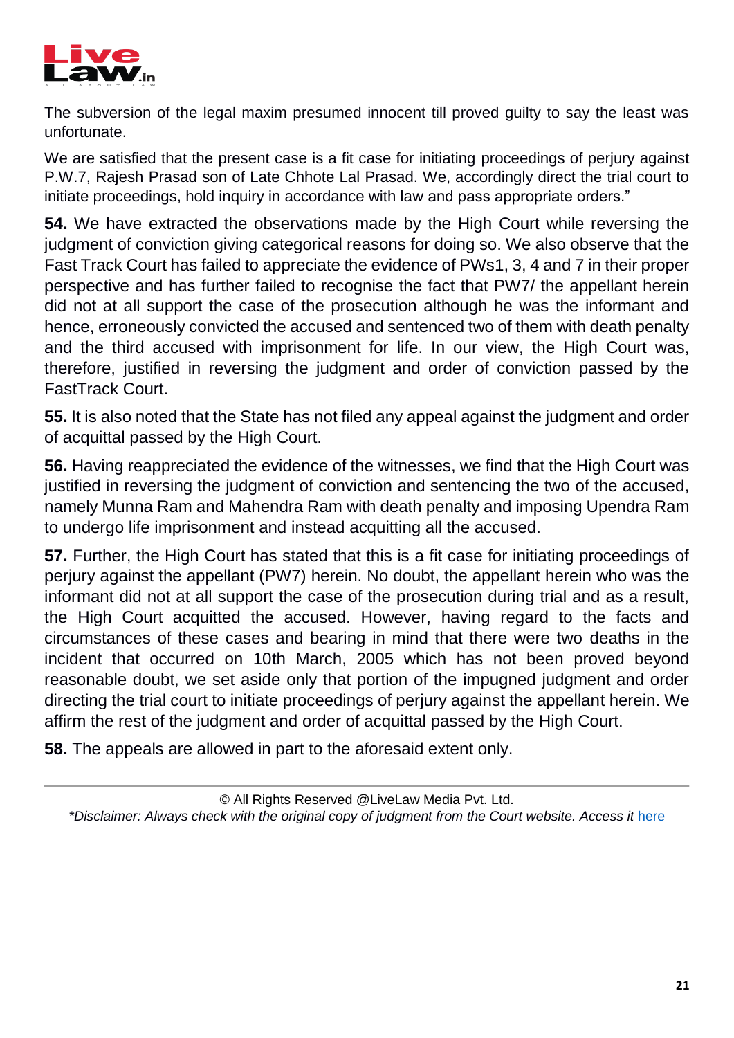The subversion of the legal maxim presumed innocent till proved guilty to say the least was unfortunate.

We are satisfied that the present case is a fit case for initiating proceedings of perjury against P.W.7, Rajesh Prasad son of Late Chhote Lal Prasad. We, accordingly direct the trial court to initiate proceedings, hold inquiry in accordance with law and pass appropriate orders."

**54.** We have extracted the observations made by the High Court while reversing the judgment of conviction giving categorical reasons for doing so. We also observe that the Fast Track Court has failed to appreciate the evidence of PWs1, 3, 4 and 7 in their proper perspective and has further failed to recognise the fact that PW7/ the appellant herein did not at all support the case of the prosecution although he was the informant and hence, erroneously convicted the accused and sentenced two of them with death penalty and the third accused with imprisonment for life. In our view, the High Court was, therefore, justified in reversing the judgment and order of conviction passed by the FastTrack Court.

**55.** It is also noted that the State has not filed any appeal against the judgment and order of acquittal passed by the High Court.

**56.** Having reappreciated the evidence of the witnesses, we find that the High Court was justified in reversing the judgment of conviction and sentencing the two of the accused, namely Munna Ram and Mahendra Ram with death penalty and imposing Upendra Ram to undergo life imprisonment and instead acquitting all the accused.

**57.** Further, the High Court has stated that this is a fit case for initiating proceedings of perjury against the appellant (PW7) herein. No doubt, the appellant herein who was the informant did not at all support the case of the prosecution during trial and as a result, the High Court acquitted the accused. However, having regard to the facts and circumstances of these cases and bearing in mind that there were two deaths in the incident that occurred on 10th March, 2005 which has not been proved beyond reasonable doubt, we set aside only that portion of the impugned judgment and order directing the trial court to initiate proceedings of perjury against the appellant herein. We affirm the rest of the judgment and order of acquittal passed by the High Court.

**58.** The appeals are allowed in part to the aforesaid extent only.